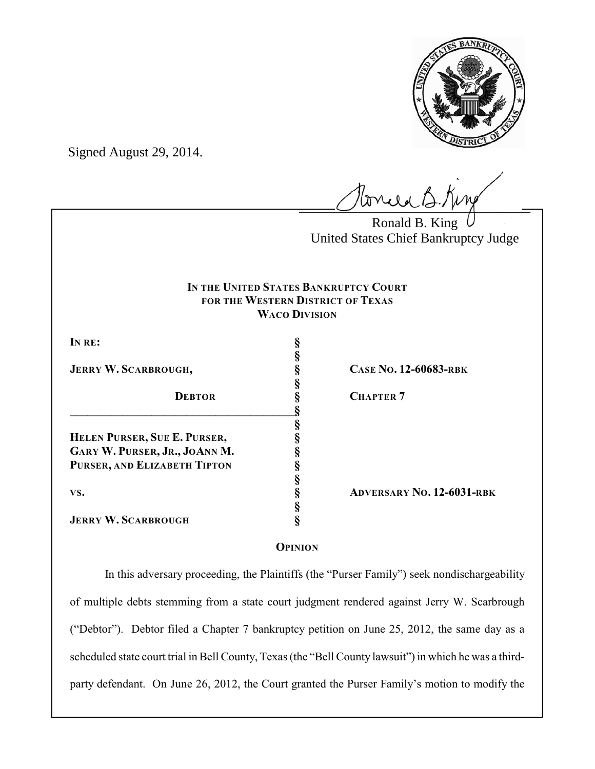Signed August 29, 2014.

Ronald B. King
United States Chief Bankruptcy Judge

**IN THE UNITED STATES BANKRUPTCY COURT**
**FOR THE WESTERN DISTRICT OF TEXAS**
**WACO DIVISION**

| | | |
|---|---|---|
| **IN RE:** | § | |
| | § | |
| **JERRY W. SCARBROUGH,** | § | **CASE NO. 12-60683-RBK** |
| | § | |
| **DEBTOR** | § | **CHAPTER 7** |
| | § | |
| | § | |
| **HELEN PURSER, SUE E. PURSER,** | § | |
| **GARY W. PURSER, JR., JOANN M.** | § | |
| **PURSER, AND ELIZABETH TIPTON** | § | |
| | § | |
| **VS.** | § | **ADVERSARY NO. 12-6031-RBK** |
| | § | |
| **JERRY W. SCARBROUGH** | § | |

**OPINION**

In this adversary proceeding, the Plaintiffs (the "Purser Family") seek nondischargeability of multiple debts stemming from a state court judgment rendered against Jerry W. Scarbrough ("Debtor"). Debtor filed a Chapter 7 bankruptcy petition on June 25, 2012, the same day as a scheduled state court trial in Bell County, Texas (the "Bell County lawsuit") in which he was a third-party defendant. On June 26, 2012, the Court granted the Purser Family's motion to modify the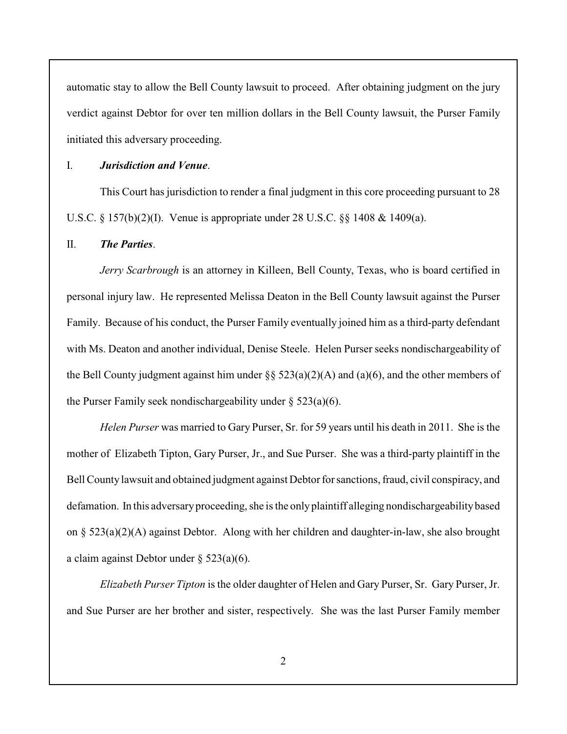automatic stay to allow the Bell County lawsuit to proceed. After obtaining judgment on the jury verdict against Debtor for over ten million dollars in the Bell County lawsuit, the Purser Family initiated this adversary proceeding.

## I. *Jurisdiction and Venue*.

This Court has jurisdiction to render a final judgment in this core proceeding pursuant to 28 U.S.C. § 157(b)(2)(I). Venue is appropriate under 28 U.S.C. §§ 1408 & 1409(a).

## II. *The Parties*.

*Jerry Scarbrough* is an attorney in Killeen, Bell County, Texas, who is board certified in personal injury law. He represented Melissa Deaton in the Bell County lawsuit against the Purser Family. Because of his conduct, the Purser Family eventually joined him as a third-party defendant with Ms. Deaton and another individual, Denise Steele. Helen Purser seeks nondischargeability of the Bell County judgment against him under §§ 523(a)(2)(A) and (a)(6), and the other members of the Purser Family seek nondischargeability under § 523(a)(6).

*Helen Purser* was married to Gary Purser, Sr. for 59 years until his death in 2011. She is the mother of Elizabeth Tipton, Gary Purser, Jr., and Sue Purser. She was a third-party plaintiff in the Bell County lawsuit and obtained judgment against Debtor for sanctions, fraud, civil conspiracy, and defamation. In this adversary proceeding, she is the only plaintiff alleging nondischargeability based on § 523(a)(2)(A) against Debtor. Along with her children and daughter-in-law, she also brought a claim against Debtor under § 523(a)(6).

*Elizabeth Purser Tipton* is the older daughter of Helen and Gary Purser, Sr. Gary Purser, Jr. and Sue Purser are her brother and sister, respectively. She was the last Purser Family member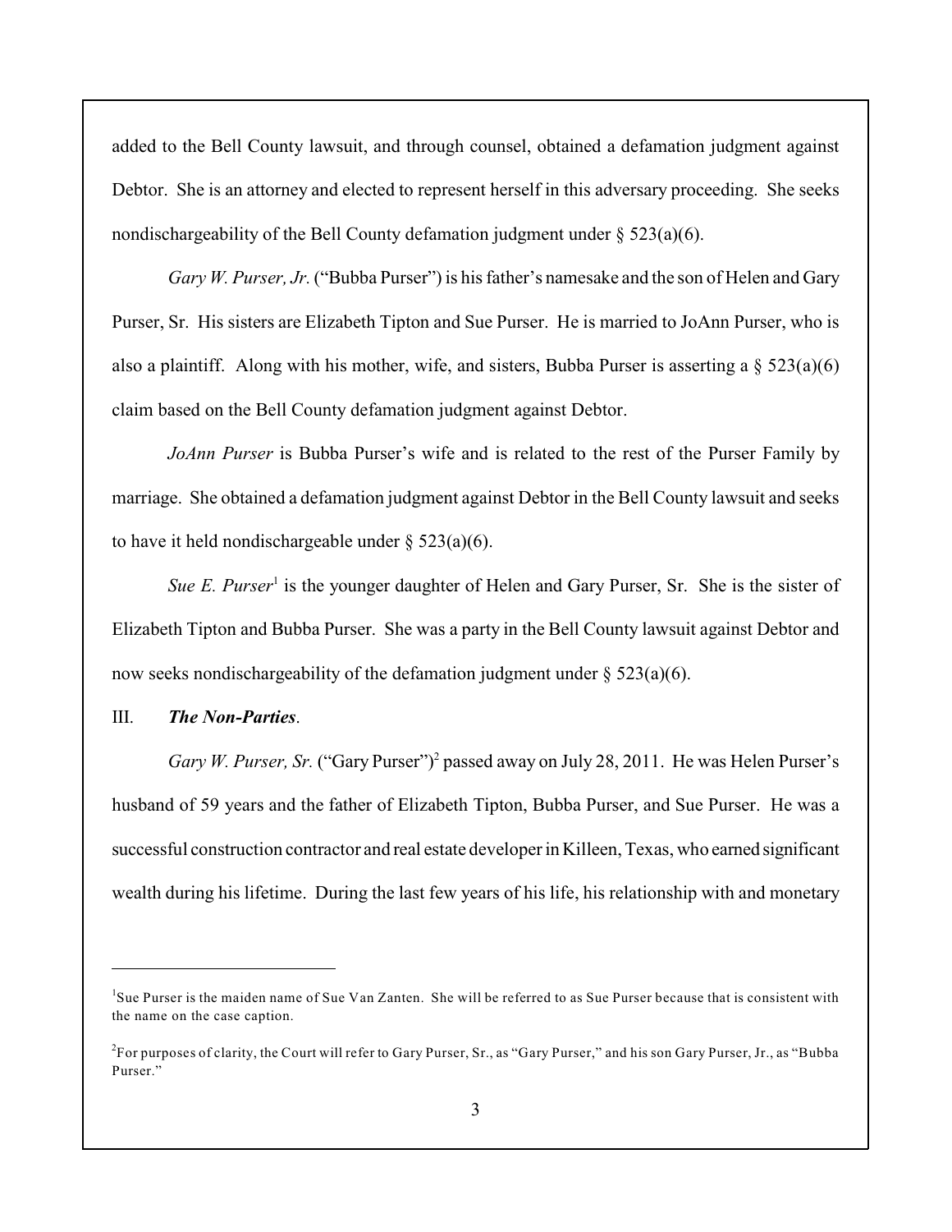added to the Bell County lawsuit, and through counsel, obtained a defamation judgment against Debtor. She is an attorney and elected to represent herself in this adversary proceeding. She seeks nondischargeability of the Bell County defamation judgment under § 523(a)(6).

*Gary W. Purser, Jr.* ("Bubba Purser") is his father's namesake and the son of Helen and Gary Purser, Sr. His sisters are Elizabeth Tipton and Sue Purser. He is married to JoAnn Purser, who is also a plaintiff. Along with his mother, wife, and sisters, Bubba Purser is asserting a § 523(a)(6) claim based on the Bell County defamation judgment against Debtor.

*JoAnn Purser* is Bubba Purser's wife and is related to the rest of the Purser Family by marriage. She obtained a defamation judgment against Debtor in the Bell County lawsuit and seeks to have it held nondischargeable under § 523(a)(6).

*Sue E. Purser*[1] is the younger daughter of Helen and Gary Purser, Sr. She is the sister of Elizabeth Tipton and Bubba Purser. She was a party in the Bell County lawsuit against Debtor and now seeks nondischargeability of the defamation judgment under § 523(a)(6).

III. ***The Non-Parties*.**

*Gary W. Purser, Sr.* ("Gary Purser")[2] passed away on July 28, 2011. He was Helen Purser's husband of 59 years and the father of Elizabeth Tipton, Bubba Purser, and Sue Purser. He was a successful construction contractor and real estate developer in Killeen, Texas, who earned significant wealth during his lifetime. During the last few years of his life, his relationship with and monetary

---

[1] Sue Purser is the maiden name of Sue Van Zanten. She will be referred to as Sue Purser because that is consistent with the name on the case caption.

[2] For purposes of clarity, the Court will refer to Gary Purser, Sr., as "Gary Purser," and his son Gary Purser, Jr., as "Bubba Purser."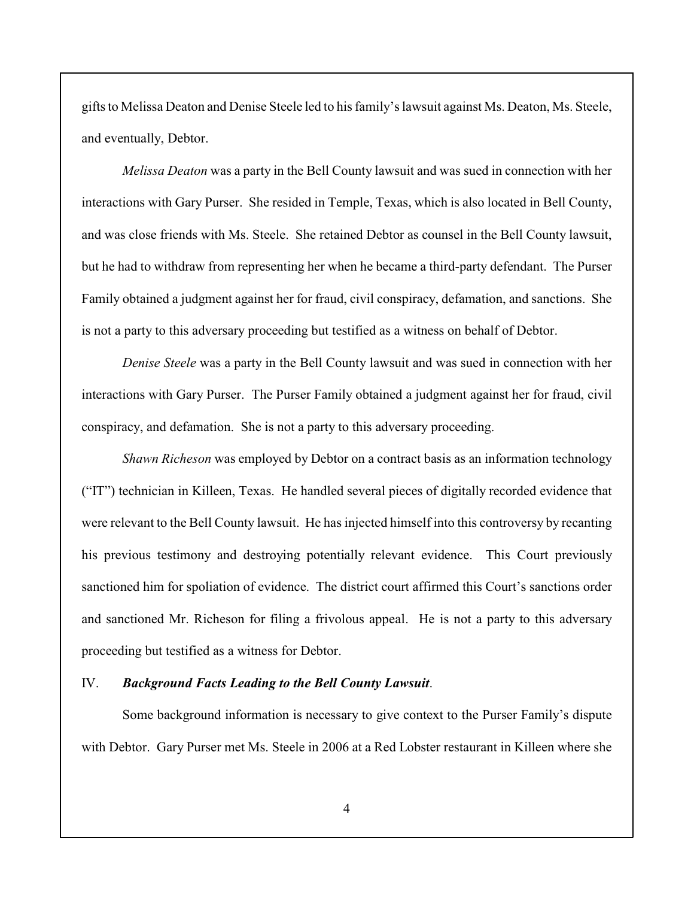gifts to Melissa Deaton and Denise Steele led to his family's lawsuit against Ms. Deaton, Ms. Steele, and eventually, Debtor.

*Melissa Deaton* was a party in the Bell County lawsuit and was sued in connection with her interactions with Gary Purser. She resided in Temple, Texas, which is also located in Bell County, and was close friends with Ms. Steele. She retained Debtor as counsel in the Bell County lawsuit, but he had to withdraw from representing her when he became a third-party defendant. The Purser Family obtained a judgment against her for fraud, civil conspiracy, defamation, and sanctions. She is not a party to this adversary proceeding but testified as a witness on behalf of Debtor.

*Denise Steele* was a party in the Bell County lawsuit and was sued in connection with her interactions with Gary Purser. The Purser Family obtained a judgment against her for fraud, civil conspiracy, and defamation. She is not a party to this adversary proceeding.

*Shawn Richeson* was employed by Debtor on a contract basis as an information technology ("IT") technician in Killeen, Texas. He handled several pieces of digitally recorded evidence that were relevant to the Bell County lawsuit. He has injected himself into this controversy by recanting his previous testimony and destroying potentially relevant evidence. This Court previously sanctioned him for spoliation of evidence. The district court affirmed this Court's sanctions order and sanctioned Mr. Richeson for filing a frivolous appeal. He is not a party to this adversary proceeding but testified as a witness for Debtor.

## IV. ***Background Facts Leading to the Bell County Lawsuit*.**

Some background information is necessary to give context to the Purser Family's dispute with Debtor. Gary Purser met Ms. Steele in 2006 at a Red Lobster restaurant in Killeen where she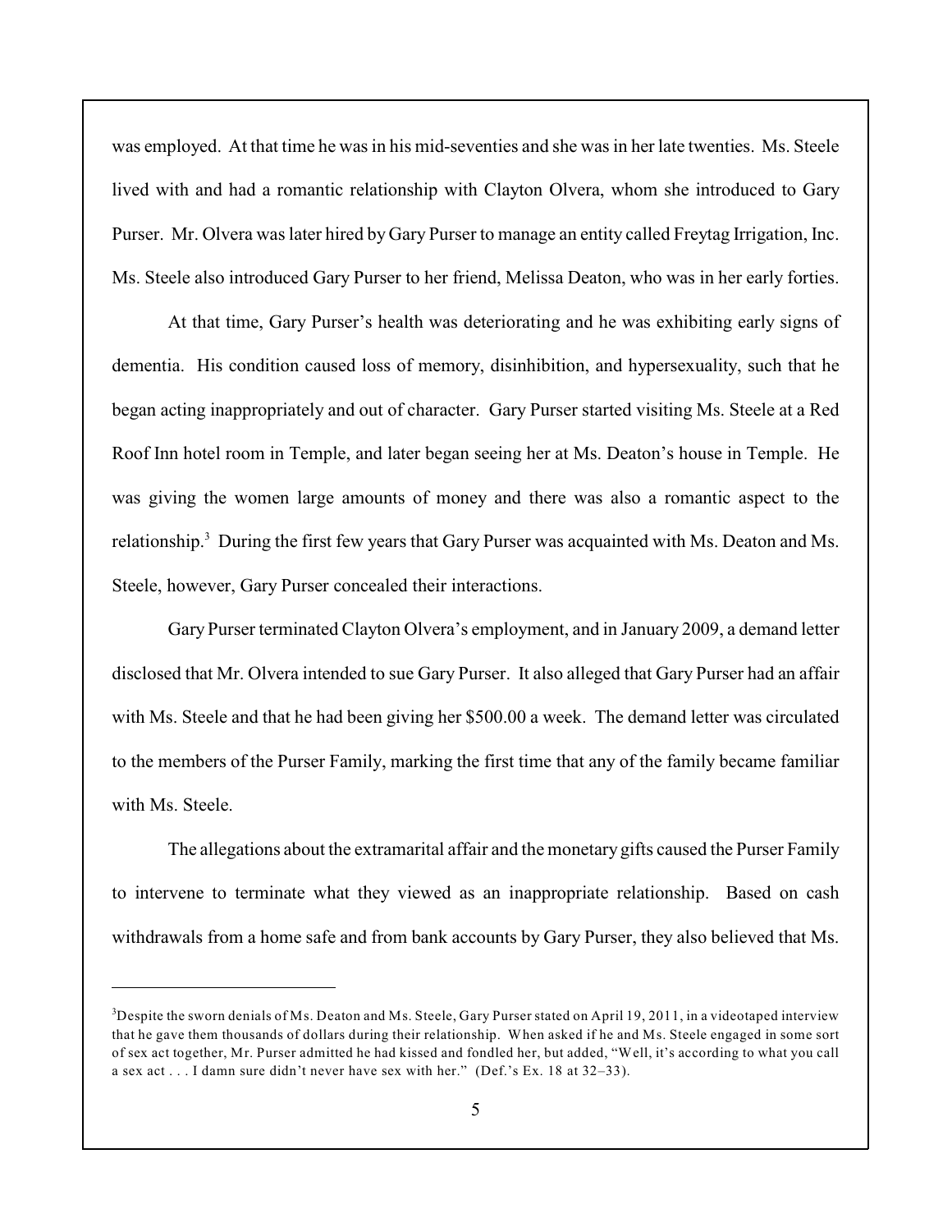was employed. At that time he was in his mid-seventies and she was in her late twenties. Ms. Steele lived with and had a romantic relationship with Clayton Olvera, whom she introduced to Gary Purser. Mr. Olvera was later hired by Gary Purser to manage an entity called Freytag Irrigation, Inc. Ms. Steele also introduced Gary Purser to her friend, Melissa Deaton, who was in her early forties.

At that time, Gary Purser's health was deteriorating and he was exhibiting early signs of dementia. His condition caused loss of memory, disinhibition, and hypersexuality, such that he began acting inappropriately and out of character. Gary Purser started visiting Ms. Steele at a Red Roof Inn hotel room in Temple, and later began seeing her at Ms. Deaton's house in Temple. He was giving the women large amounts of money and there was also a romantic aspect to the relationship.[3] During the first few years that Gary Purser was acquainted with Ms. Deaton and Ms. Steele, however, Gary Purser concealed their interactions.

Gary Purser terminated Clayton Olvera's employment, and in January 2009, a demand letter disclosed that Mr. Olvera intended to sue Gary Purser. It also alleged that Gary Purser had an affair with Ms. Steele and that he had been giving her $500.00 a week. The demand letter was circulated to the members of the Purser Family, marking the first time that any of the family became familiar with Ms. Steele.

The allegations about the extramarital affair and the monetary gifts caused the Purser Family to intervene to terminate what they viewed as an inappropriate relationship. Based on cash withdrawals from a home safe and from bank accounts by Gary Purser, they also believed that Ms.

---

[3]Despite the sworn denials of Ms. Deaton and Ms. Steele, Gary Purser stated on April 19, 2011, in a videotaped interview that he gave them thousands of dollars during their relationship. When asked if he and Ms. Steele engaged in some sort of sex act together, Mr. Purser admitted he had kissed and fondled her, but added, "Well, it's according to what you call a sex act . . . I damn sure didn't never have sex with her." (Def.'s Ex. 18 at 32–33).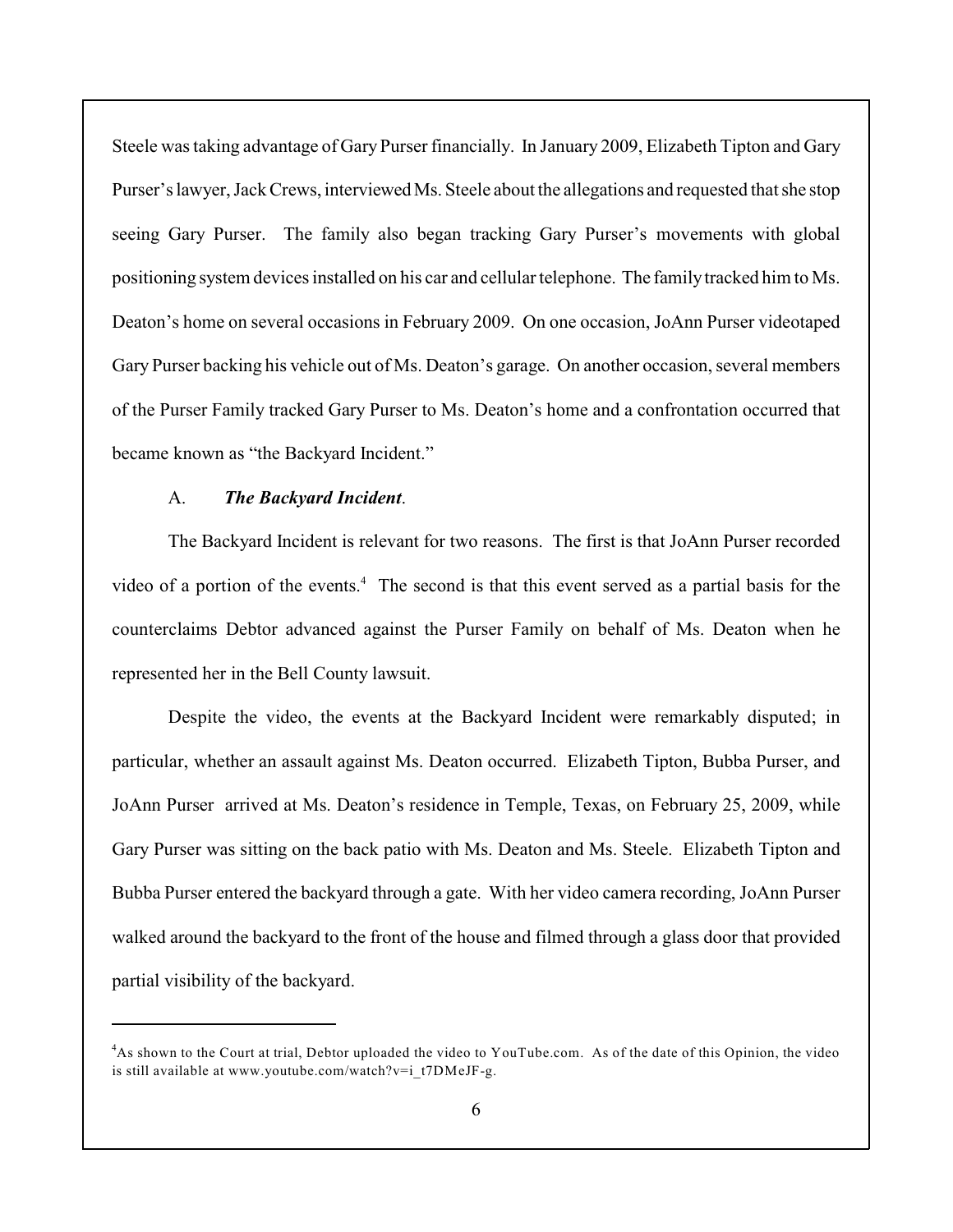Steele was taking advantage of Gary Purser financially. In January 2009, Elizabeth Tipton and Gary Purser's lawyer, Jack Crews, interviewed Ms. Steele about the allegations and requested that she stop seeing Gary Purser. The family also began tracking Gary Purser's movements with global positioning system devices installed on his car and cellular telephone. The family tracked him to Ms. Deaton's home on several occasions in February 2009. On one occasion, JoAnn Purser videotaped Gary Purser backing his vehicle out of Ms. Deaton's garage. On another occasion, several members of the Purser Family tracked Gary Purser to Ms. Deaton's home and a confrontation occurred that became known as "the Backyard Incident."

A. ***The Backyard Incident*.**

The Backyard Incident is relevant for two reasons. The first is that JoAnn Purser recorded video of a portion of the events.[4] The second is that this event served as a partial basis for the counterclaims Debtor advanced against the Purser Family on behalf of Ms. Deaton when he represented her in the Bell County lawsuit.

Despite the video, the events at the Backyard Incident were remarkably disputed; in particular, whether an assault against Ms. Deaton occurred. Elizabeth Tipton, Bubba Purser, and JoAnn Purser arrived at Ms. Deaton's residence in Temple, Texas, on February 25, 2009, while Gary Purser was sitting on the back patio with Ms. Deaton and Ms. Steele. Elizabeth Tipton and Bubba Purser entered the backyard through a gate. With her video camera recording, JoAnn Purser walked around the backyard to the front of the house and filmed through a glass door that provided partial visibility of the backyard.

---

[4] As shown to the Court at trial, Debtor uploaded the video to YouTube.com. As of the date of this Opinion, the video is still available at www.youtube.com/watch?v=i_t7DMeJF-g.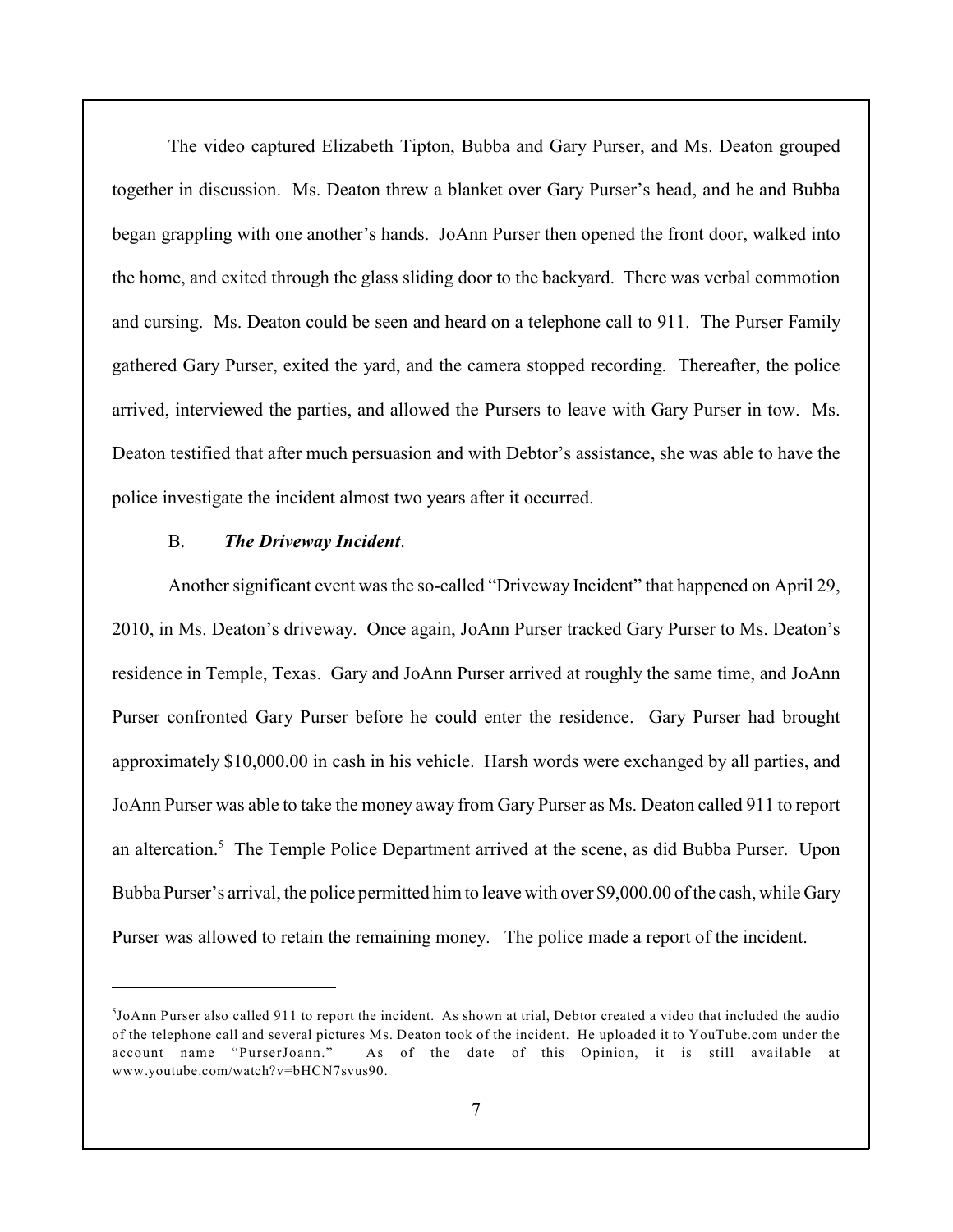The video captured Elizabeth Tipton, Bubba and Gary Purser, and Ms. Deaton grouped together in discussion. Ms. Deaton threw a blanket over Gary Purser's head, and he and Bubba began grappling with one another's hands. JoAnn Purser then opened the front door, walked into the home, and exited through the glass sliding door to the backyard. There was verbal commotion and cursing. Ms. Deaton could be seen and heard on a telephone call to 911. The Purser Family gathered Gary Purser, exited the yard, and the camera stopped recording. Thereafter, the police arrived, interviewed the parties, and allowed the Pursers to leave with Gary Purser in tow. Ms. Deaton testified that after much persuasion and with Debtor's assistance, she was able to have the police investigate the incident almost two years after it occurred.

B. ***The Driveway Incident***.

Another significant event was the so-called "Driveway Incident" that happened on April 29, 2010, in Ms. Deaton's driveway. Once again, JoAnn Purser tracked Gary Purser to Ms. Deaton's residence in Temple, Texas. Gary and JoAnn Purser arrived at roughly the same time, and JoAnn Purser confronted Gary Purser before he could enter the residence. Gary Purser had brought approximately $10,000.00 in cash in his vehicle. Harsh words were exchanged by all parties, and JoAnn Purser was able to take the money away from Gary Purser as Ms. Deaton called 911 to report an altercation.[5] The Temple Police Department arrived at the scene, as did Bubba Purser. Upon Bubba Purser's arrival, the police permitted him to leave with over $9,000.00 of the cash, while Gary Purser was allowed to retain the remaining money. The police made a report of the incident.

---

[5]JoAnn Purser also called 911 to report the incident. As shown at trial, Debtor created a video that included the audio of the telephone call and several pictures Ms. Deaton took of the incident. He uploaded it to YouTube.com under the account name "PurserJoann." As of the date of this Opinion, it is still available at www.youtube.com/watch?v=bHCN7svus90.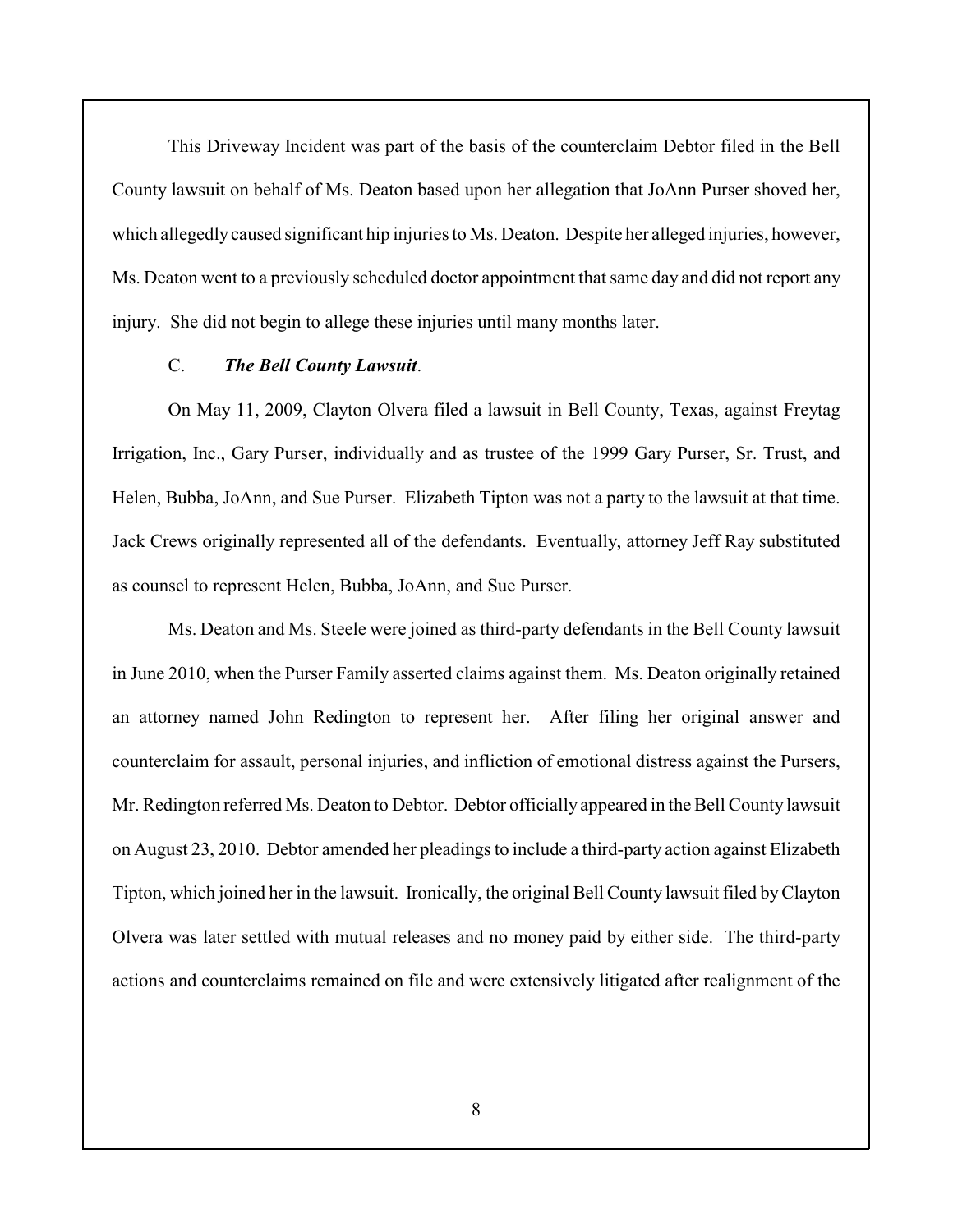This Driveway Incident was part of the basis of the counterclaim Debtor filed in the Bell County lawsuit on behalf of Ms. Deaton based upon her allegation that JoAnn Purser shoved her, which allegedly caused significant hip injuries to Ms. Deaton. Despite her alleged injuries, however, Ms. Deaton went to a previously scheduled doctor appointment that same day and did not report any injury. She did not begin to allege these injuries until many months later.

C. ***The Bell County Lawsuit***.

On May 11, 2009, Clayton Olvera filed a lawsuit in Bell County, Texas, against Freytag Irrigation, Inc., Gary Purser, individually and as trustee of the 1999 Gary Purser, Sr. Trust, and Helen, Bubba, JoAnn, and Sue Purser. Elizabeth Tipton was not a party to the lawsuit at that time. Jack Crews originally represented all of the defendants. Eventually, attorney Jeff Ray substituted as counsel to represent Helen, Bubba, JoAnn, and Sue Purser.

Ms. Deaton and Ms. Steele were joined as third-party defendants in the Bell County lawsuit in June 2010, when the Purser Family asserted claims against them. Ms. Deaton originally retained an attorney named John Redington to represent her. After filing her original answer and counterclaim for assault, personal injuries, and infliction of emotional distress against the Pursers, Mr. Redington referred Ms. Deaton to Debtor. Debtor officially appeared in the Bell County lawsuit on August 23, 2010. Debtor amended her pleadings to include a third-party action against Elizabeth Tipton, which joined her in the lawsuit. Ironically, the original Bell County lawsuit filed by Clayton Olvera was later settled with mutual releases and no money paid by either side. The third-party actions and counterclaims remained on file and were extensively litigated after realignment of the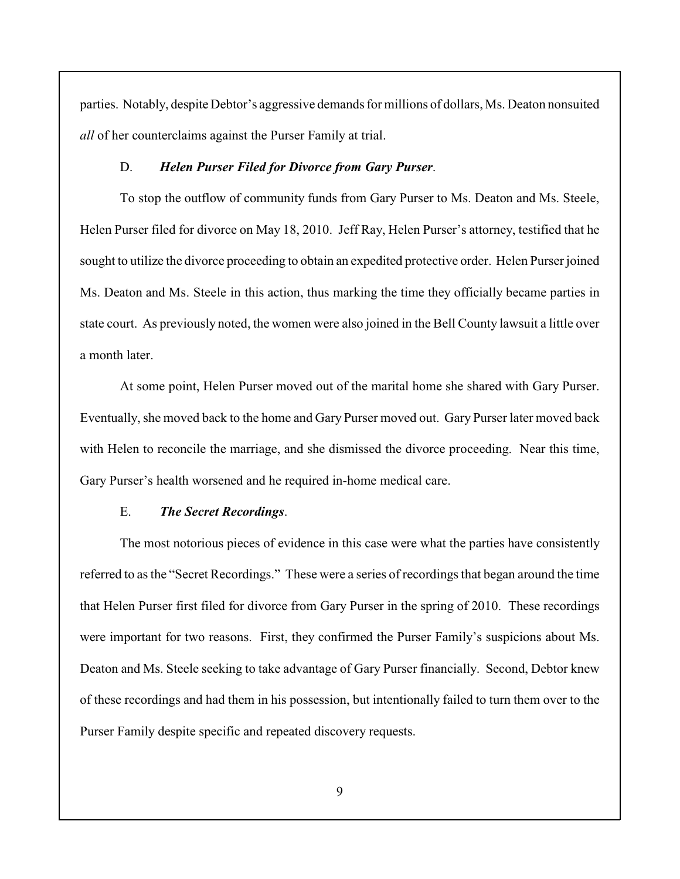parties. Notably, despite Debtor's aggressive demands for millions of dollars, Ms. Deaton nonsuited *all* of her counterclaims against the Purser Family at trial.

### D. *Helen Purser Filed for Divorce from Gary Purser*.

To stop the outflow of community funds from Gary Purser to Ms. Deaton and Ms. Steele, Helen Purser filed for divorce on May 18, 2010. Jeff Ray, Helen Purser's attorney, testified that he sought to utilize the divorce proceeding to obtain an expedited protective order. Helen Purser joined Ms. Deaton and Ms. Steele in this action, thus marking the time they officially became parties in state court. As previously noted, the women were also joined in the Bell County lawsuit a little over a month later.

At some point, Helen Purser moved out of the marital home she shared with Gary Purser. Eventually, she moved back to the home and Gary Purser moved out. Gary Purser later moved back with Helen to reconcile the marriage, and she dismissed the divorce proceeding. Near this time, Gary Purser's health worsened and he required in-home medical care.

### E. *The Secret Recordings*.

The most notorious pieces of evidence in this case were what the parties have consistently referred to as the "Secret Recordings." These were a series of recordings that began around the time that Helen Purser first filed for divorce from Gary Purser in the spring of 2010. These recordings were important for two reasons. First, they confirmed the Purser Family's suspicions about Ms. Deaton and Ms. Steele seeking to take advantage of Gary Purser financially. Second, Debtor knew of these recordings and had them in his possession, but intentionally failed to turn them over to the Purser Family despite specific and repeated discovery requests.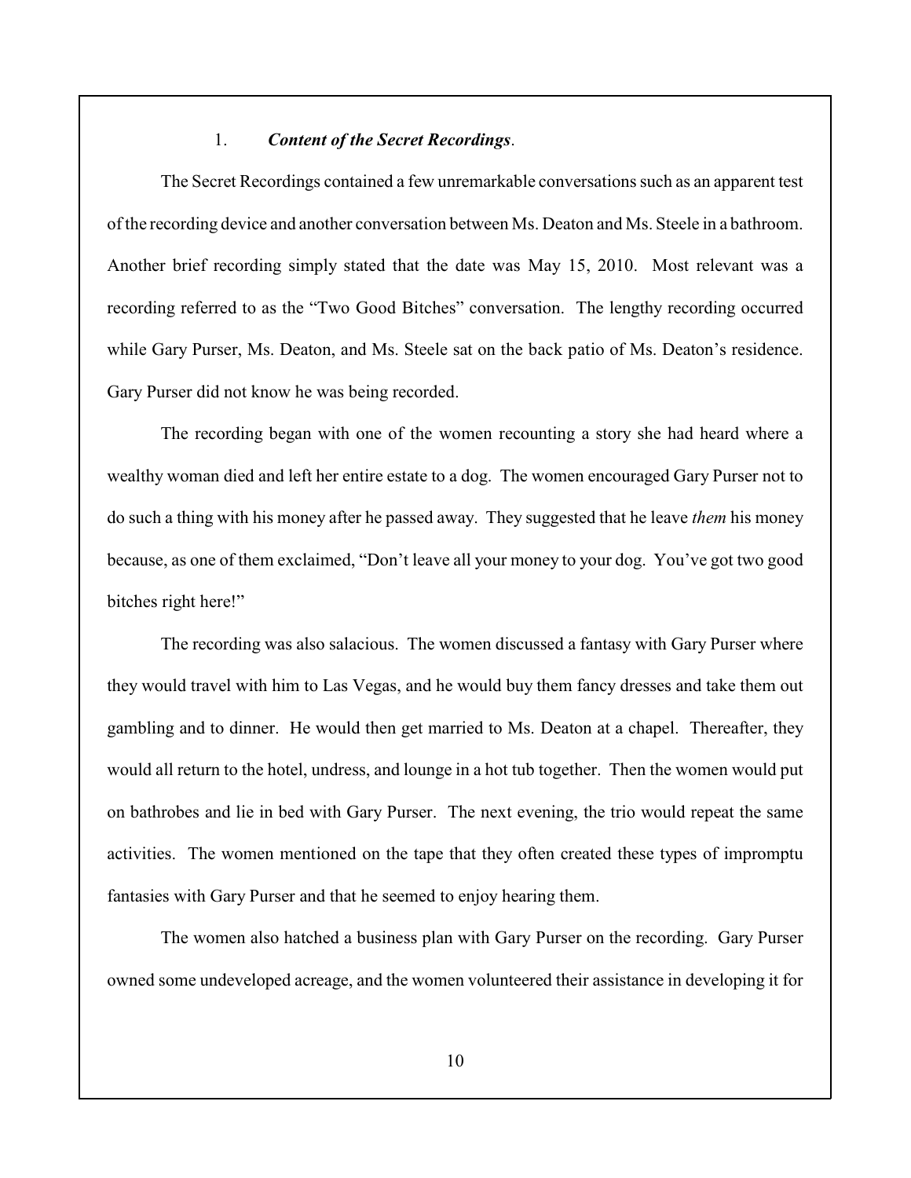### 1. *Content of the Secret Recordings*.

The Secret Recordings contained a few unremarkable conversations such as an apparent test of the recording device and another conversation between Ms. Deaton and Ms. Steele in a bathroom. Another brief recording simply stated that the date was May 15, 2010. Most relevant was a recording referred to as the "Two Good Bitches" conversation. The lengthy recording occurred while Gary Purser, Ms. Deaton, and Ms. Steele sat on the back patio of Ms. Deaton's residence. Gary Purser did not know he was being recorded.

The recording began with one of the women recounting a story she had heard where a wealthy woman died and left her entire estate to a dog. The women encouraged Gary Purser not to do such a thing with his money after he passed away. They suggested that he leave *them* his money because, as one of them exclaimed, "Don't leave all your money to your dog. You've got two good bitches right here!"

The recording was also salacious. The women discussed a fantasy with Gary Purser where they would travel with him to Las Vegas, and he would buy them fancy dresses and take them out gambling and to dinner. He would then get married to Ms. Deaton at a chapel. Thereafter, they would all return to the hotel, undress, and lounge in a hot tub together. Then the women would put on bathrobes and lie in bed with Gary Purser. The next evening, the trio would repeat the same activities. The women mentioned on the tape that they often created these types of impromptu fantasies with Gary Purser and that he seemed to enjoy hearing them.

The women also hatched a business plan with Gary Purser on the recording. Gary Purser owned some undeveloped acreage, and the women volunteered their assistance in developing it for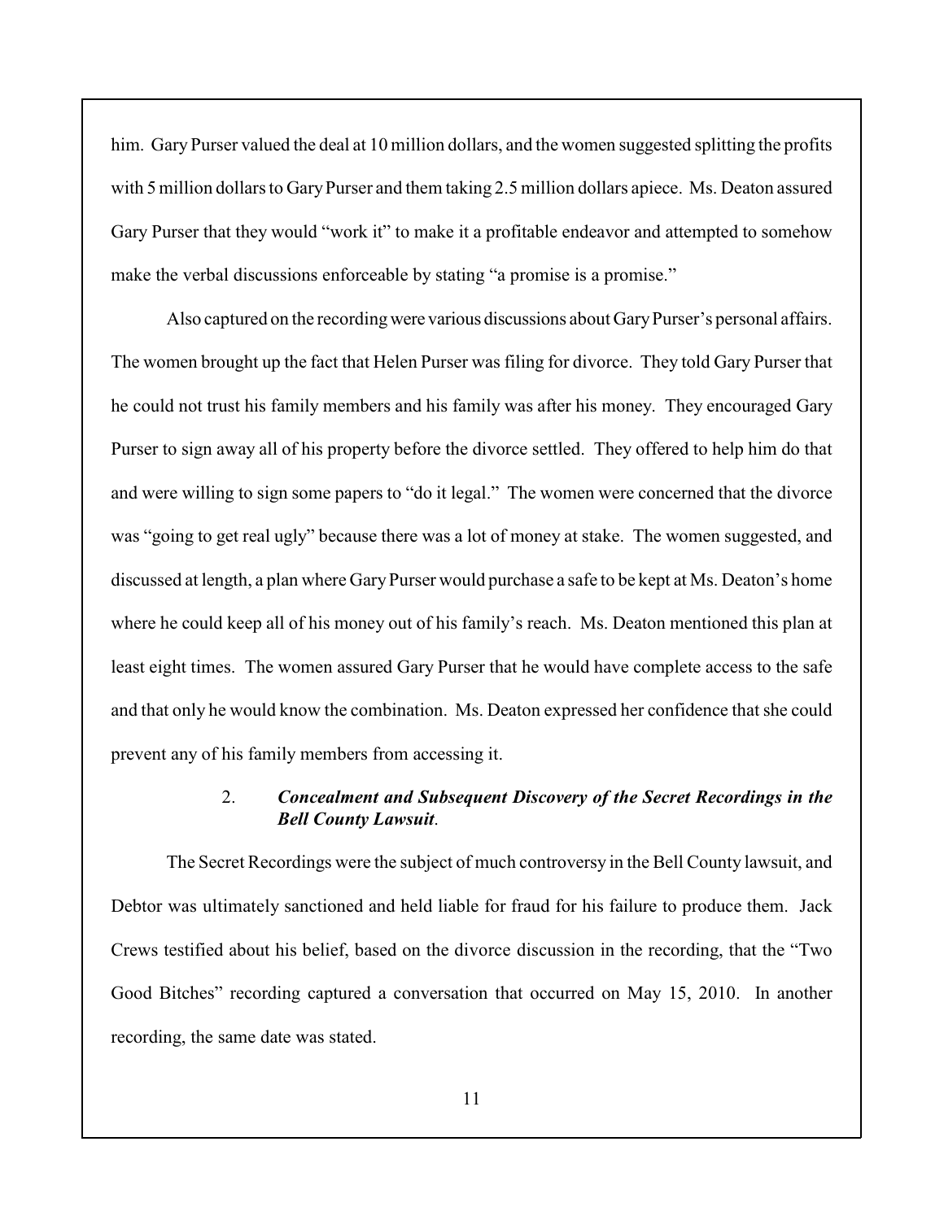him. Gary Purser valued the deal at 10 million dollars, and the women suggested splitting the profits with 5 million dollars to Gary Purser and them taking 2.5 million dollars apiece. Ms. Deaton assured Gary Purser that they would "work it" to make it a profitable endeavor and attempted to somehow make the verbal discussions enforceable by stating "a promise is a promise."

Also captured on the recording were various discussions about Gary Purser's personal affairs. The women brought up the fact that Helen Purser was filing for divorce. They told Gary Purser that he could not trust his family members and his family was after his money. They encouraged Gary Purser to sign away all of his property before the divorce settled. They offered to help him do that and were willing to sign some papers to "do it legal." The women were concerned that the divorce was "going to get real ugly" because there was a lot of money at stake. The women suggested, and discussed at length, a plan where Gary Purser would purchase a safe to be kept at Ms. Deaton's home where he could keep all of his money out of his family's reach. Ms. Deaton mentioned this plan at least eight times. The women assured Gary Purser that he would have complete access to the safe and that only he would know the combination. Ms. Deaton expressed her confidence that she could prevent any of his family members from accessing it.

### 2. *Concealment and Subsequent Discovery of the Secret Recordings in the Bell County Lawsuit*.

The Secret Recordings were the subject of much controversy in the Bell County lawsuit, and Debtor was ultimately sanctioned and held liable for fraud for his failure to produce them. Jack Crews testified about his belief, based on the divorce discussion in the recording, that the "Two Good Bitches" recording captured a conversation that occurred on May 15, 2010. In another recording, the same date was stated.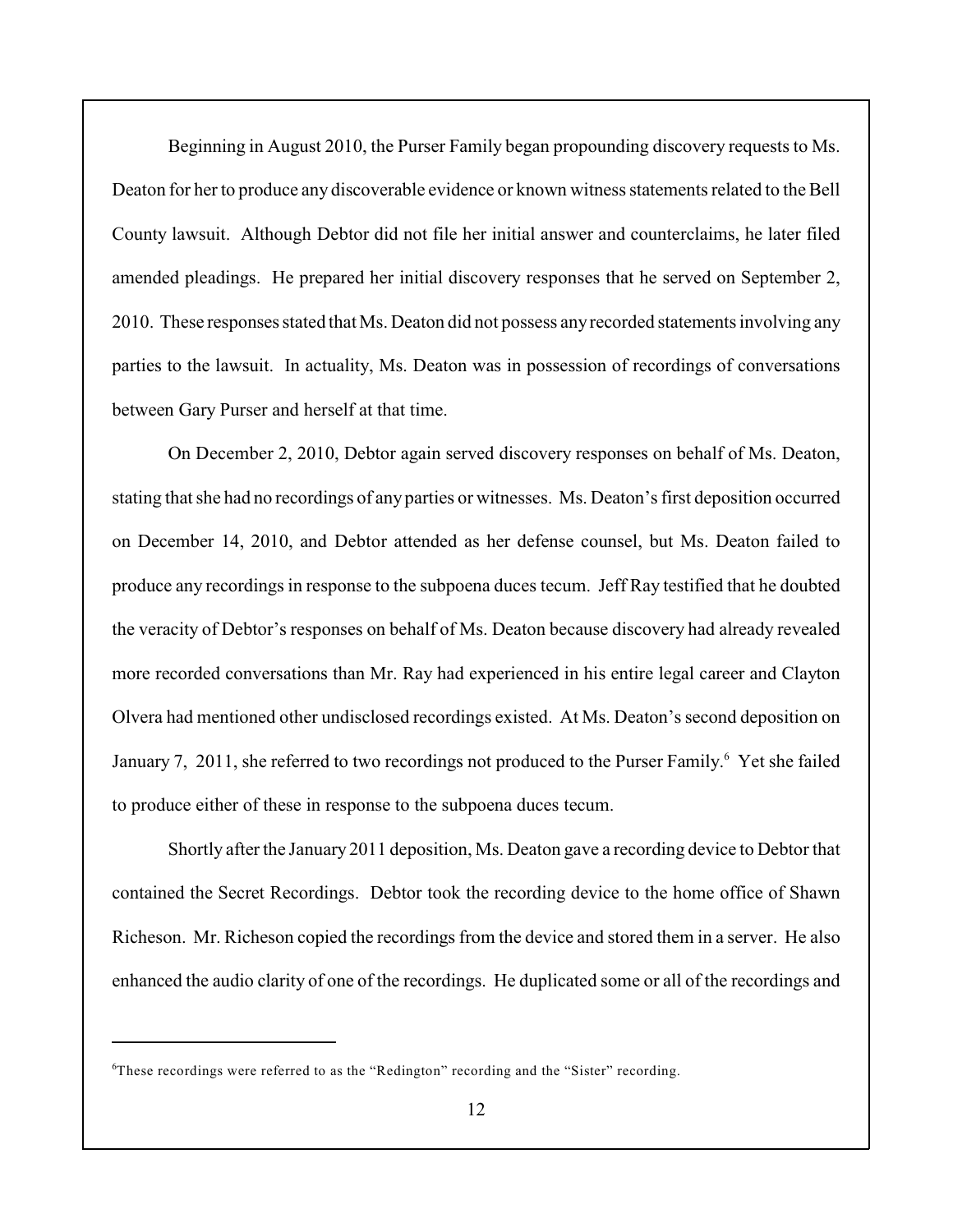Beginning in August 2010, the Purser Family began propounding discovery requests to Ms. Deaton for her to produce any discoverable evidence or known witness statements related to the Bell County lawsuit. Although Debtor did not file her initial answer and counterclaims, he later filed amended pleadings. He prepared her initial discovery responses that he served on September 2, 2010. These responses stated that Ms. Deaton did not possess any recorded statements involving any parties to the lawsuit. In actuality, Ms. Deaton was in possession of recordings of conversations between Gary Purser and herself at that time.

On December 2, 2010, Debtor again served discovery responses on behalf of Ms. Deaton, stating that she had no recordings of any parties or witnesses. Ms. Deaton's first deposition occurred on December 14, 2010, and Debtor attended as her defense counsel, but Ms. Deaton failed to produce any recordings in response to the subpoena duces tecum. Jeff Ray testified that he doubted the veracity of Debtor's responses on behalf of Ms. Deaton because discovery had already revealed more recorded conversations than Mr. Ray had experienced in his entire legal career and Clayton Olvera had mentioned other undisclosed recordings existed. At Ms. Deaton's second deposition on January 7, 2011, she referred to two recordings not produced to the Purser Family.[6] Yet she failed to produce either of these in response to the subpoena duces tecum.

Shortly after the January 2011 deposition, Ms. Deaton gave a recording device to Debtor that contained the Secret Recordings. Debtor took the recording device to the home office of Shawn Richeson. Mr. Richeson copied the recordings from the device and stored them in a server. He also enhanced the audio clarity of one of the recordings. He duplicated some or all of the recordings and

---

[6]These recordings were referred to as the "Redington" recording and the "Sister" recording.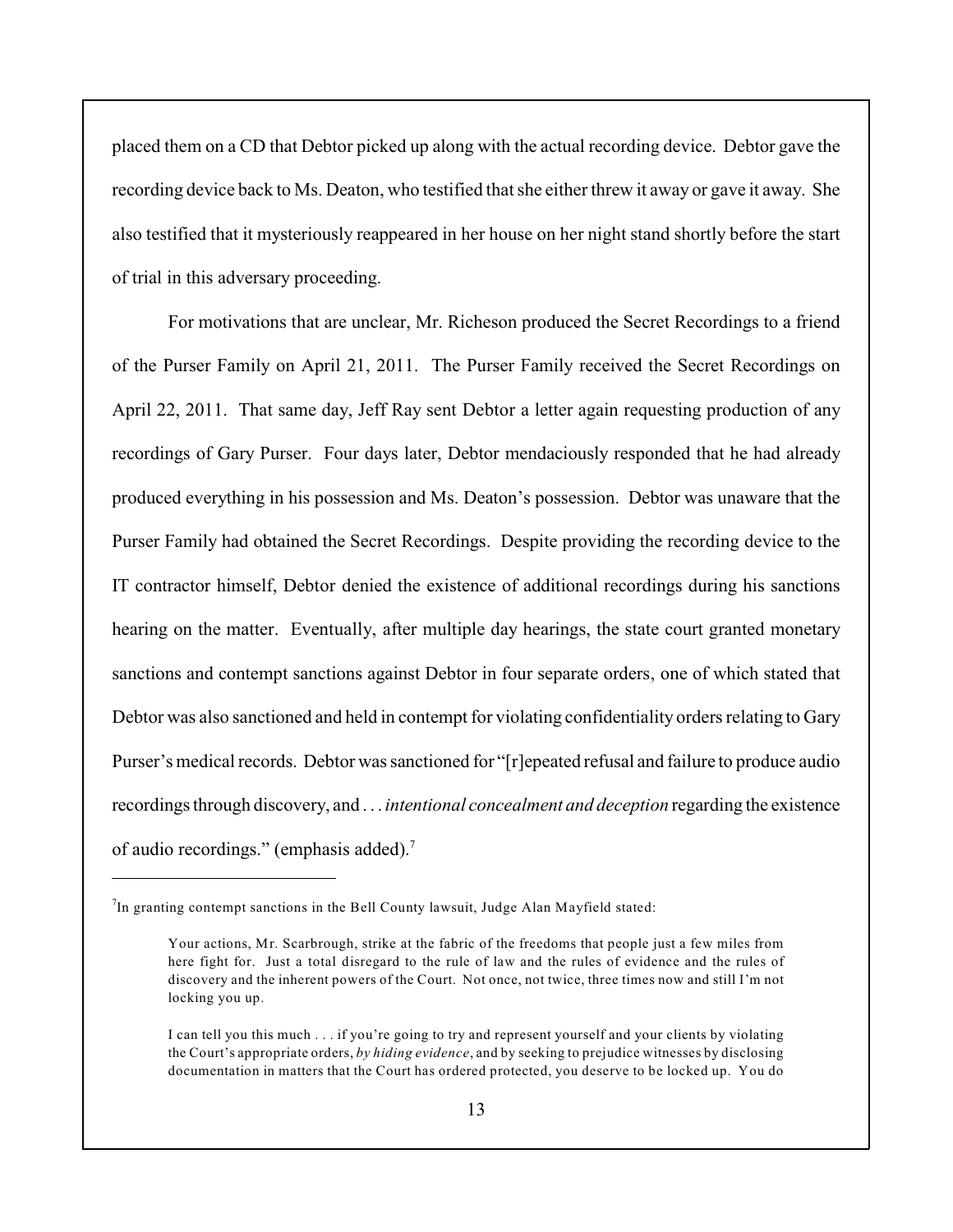placed them on a CD that Debtor picked up along with the actual recording device. Debtor gave the recording device back to Ms. Deaton, who testified that she either threw it away or gave it away. She also testified that it mysteriously reappeared in her house on her night stand shortly before the start of trial in this adversary proceeding.

For motivations that are unclear, Mr. Richeson produced the Secret Recordings to a friend of the Purser Family on April 21, 2011. The Purser Family received the Secret Recordings on April 22, 2011. That same day, Jeff Ray sent Debtor a letter again requesting production of any recordings of Gary Purser. Four days later, Debtor mendaciously responded that he had already produced everything in his possession and Ms. Deaton's possession. Debtor was unaware that the Purser Family had obtained the Secret Recordings. Despite providing the recording device to the IT contractor himself, Debtor denied the existence of additional recordings during his sanctions hearing on the matter. Eventually, after multiple day hearings, the state court granted monetary sanctions and contempt sanctions against Debtor in four separate orders, one of which stated that Debtor was also sanctioned and held in contempt for violating confidentiality orders relating to Gary Purser's medical records. Debtor was sanctioned for "[r]epeated refusal and failure to produce audio recordings through discovery, and . . . *intentional concealment and deception* regarding the existence of audio recordings." (emphasis added).[7]

---

[7]In granting contempt sanctions in the Bell County lawsuit, Judge Alan Mayfield stated:

> Your actions, Mr. Scarbrough, strike at the fabric of the freedoms that people just a few miles from here fight for. Just a total disregard to the rule of law and the rules of evidence and the rules of discovery and the inherent powers of the Court. Not once, not twice, three times now and still I'm not locking you up.
>
> I can tell you this much . . . if you're going to try and represent yourself and your clients by violating the Court's appropriate orders, *by hiding evidence*, and by seeking to prejudice witnesses by disclosing documentation in matters that the Court has ordered protected, you deserve to be locked up. You do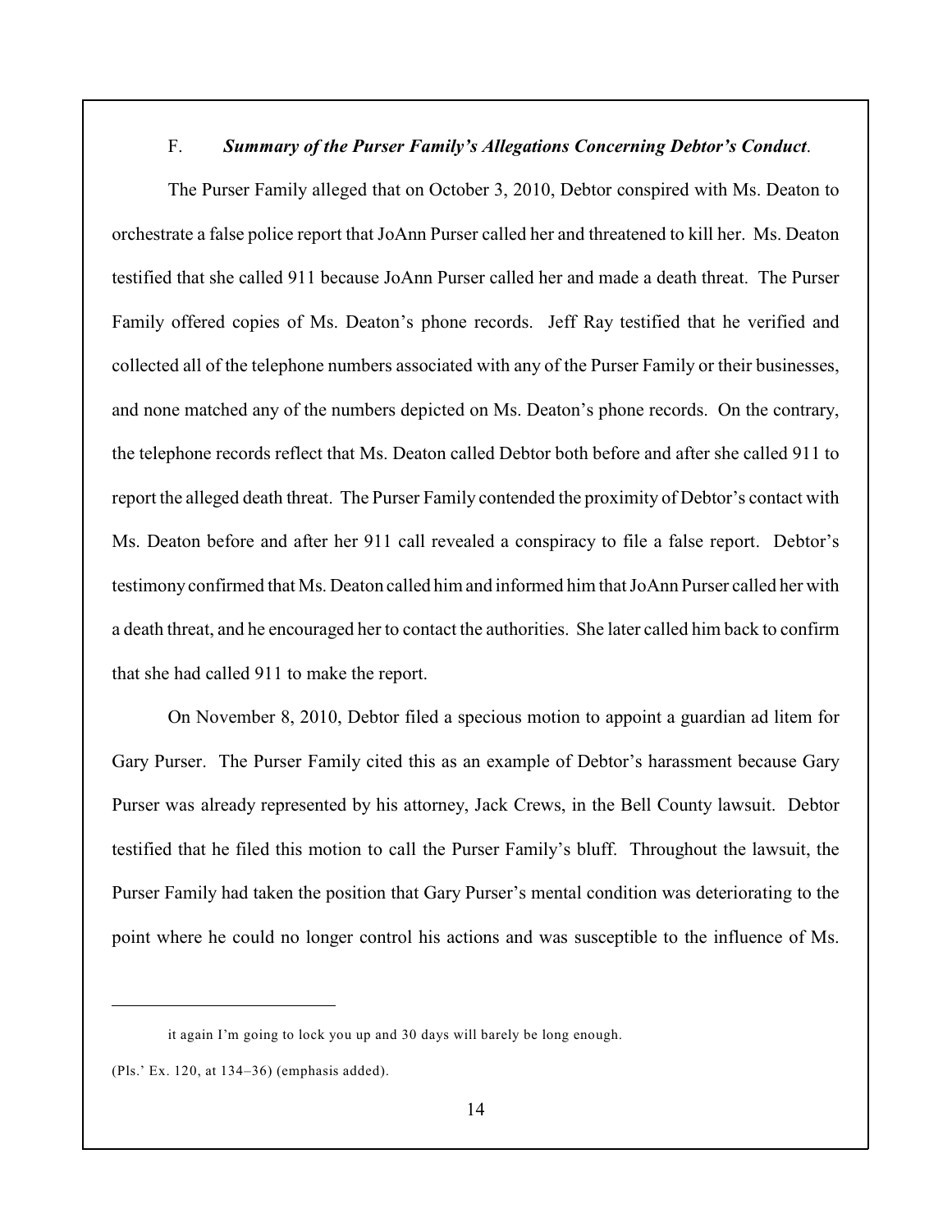F. ***Summary of the Purser Family's Allegations Concerning Debtor's Conduct*.**

The Purser Family alleged that on October 3, 2010, Debtor conspired with Ms. Deaton to orchestrate a false police report that JoAnn Purser called her and threatened to kill her. Ms. Deaton testified that she called 911 because JoAnn Purser called her and made a death threat. The Purser Family offered copies of Ms. Deaton's phone records. Jeff Ray testified that he verified and collected all of the telephone numbers associated with any of the Purser Family or their businesses, and none matched any of the numbers depicted on Ms. Deaton's phone records. On the contrary, the telephone records reflect that Ms. Deaton called Debtor both before and after she called 911 to report the alleged death threat. The Purser Family contended the proximity of Debtor's contact with Ms. Deaton before and after her 911 call revealed a conspiracy to file a false report. Debtor's testimony confirmed that Ms. Deaton called him and informed him that JoAnn Purser called her with a death threat, and he encouraged her to contact the authorities. She later called him back to confirm that she had called 911 to make the report.

On November 8, 2010, Debtor filed a specious motion to appoint a guardian ad litem for Gary Purser. The Purser Family cited this as an example of Debtor's harassment because Gary Purser was already represented by his attorney, Jack Crews, in the Bell County lawsuit. Debtor testified that he filed this motion to call the Purser Family's bluff. Throughout the lawsuit, the Purser Family had taken the position that Gary Purser's mental condition was deteriorating to the point where he could no longer control his actions and was susceptible to the influence of Ms.

---

it again I'm going to lock you up and 30 days will barely be long enough.

(Pls.' Ex. 120, at 134–36) (emphasis added).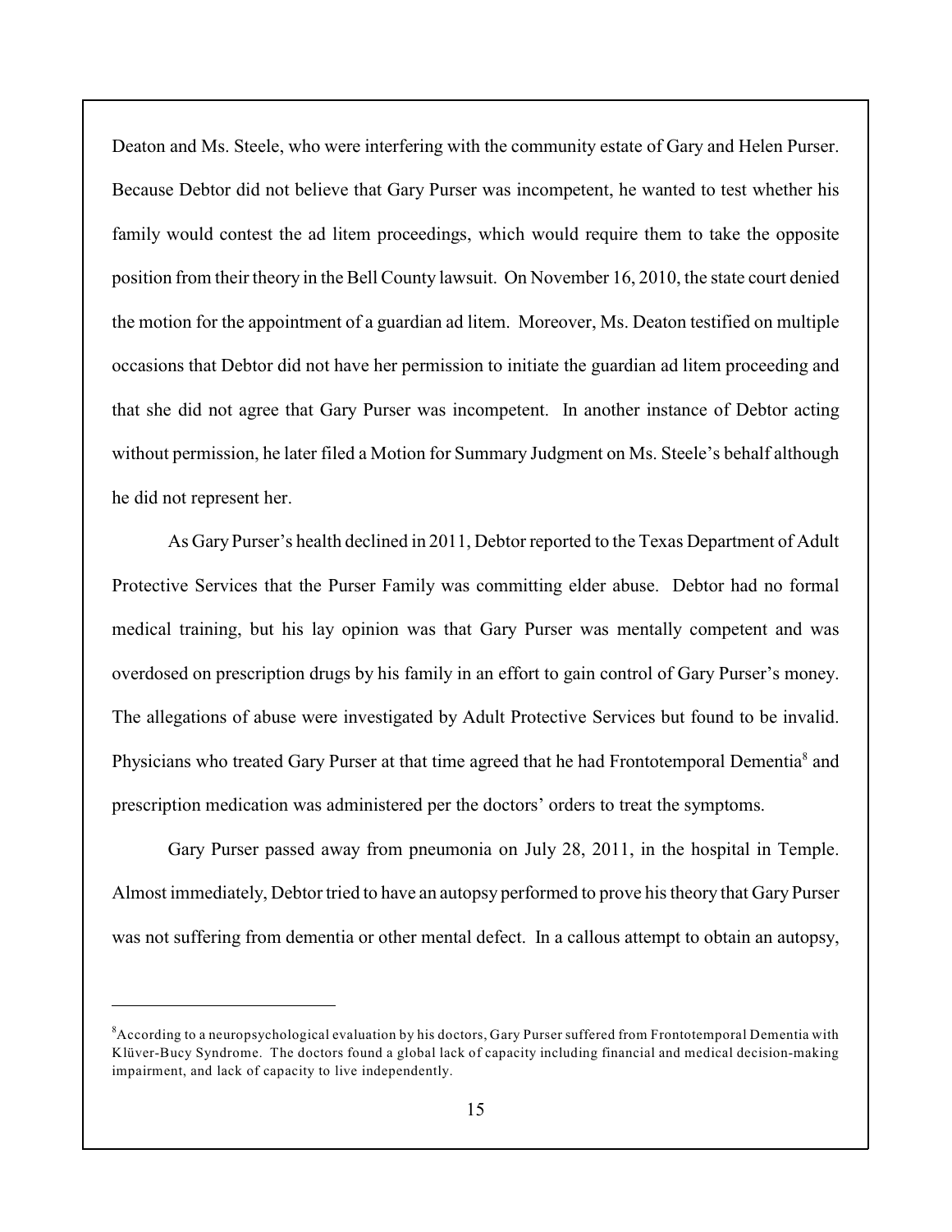Deaton and Ms. Steele, who were interfering with the community estate of Gary and Helen Purser. Because Debtor did not believe that Gary Purser was incompetent, he wanted to test whether his family would contest the ad litem proceedings, which would require them to take the opposite position from their theory in the Bell County lawsuit. On November 16, 2010, the state court denied the motion for the appointment of a guardian ad litem. Moreover, Ms. Deaton testified on multiple occasions that Debtor did not have her permission to initiate the guardian ad litem proceeding and that she did not agree that Gary Purser was incompetent. In another instance of Debtor acting without permission, he later filed a Motion for Summary Judgment on Ms. Steele's behalf although he did not represent her.

As Gary Purser's health declined in 2011, Debtor reported to the Texas Department of Adult Protective Services that the Purser Family was committing elder abuse. Debtor had no formal medical training, but his lay opinion was that Gary Purser was mentally competent and was overdosed on prescription drugs by his family in an effort to gain control of Gary Purser's money. The allegations of abuse were investigated by Adult Protective Services but found to be invalid. Physicians who treated Gary Purser at that time agreed that he had Frontotemporal Dementia[8] and prescription medication was administered per the doctors' orders to treat the symptoms.

Gary Purser passed away from pneumonia on July 28, 2011, in the hospital in Temple. Almost immediately, Debtor tried to have an autopsy performed to prove his theory that Gary Purser was not suffering from dementia or other mental defect. In a callous attempt to obtain an autopsy,

---

[8]According to a neuropsychological evaluation by his doctors, Gary Purser suffered from Frontotemporal Dementia with Klüver-Bucy Syndrome. The doctors found a global lack of capacity including financial and medical decision-making impairment, and lack of capacity to live independently.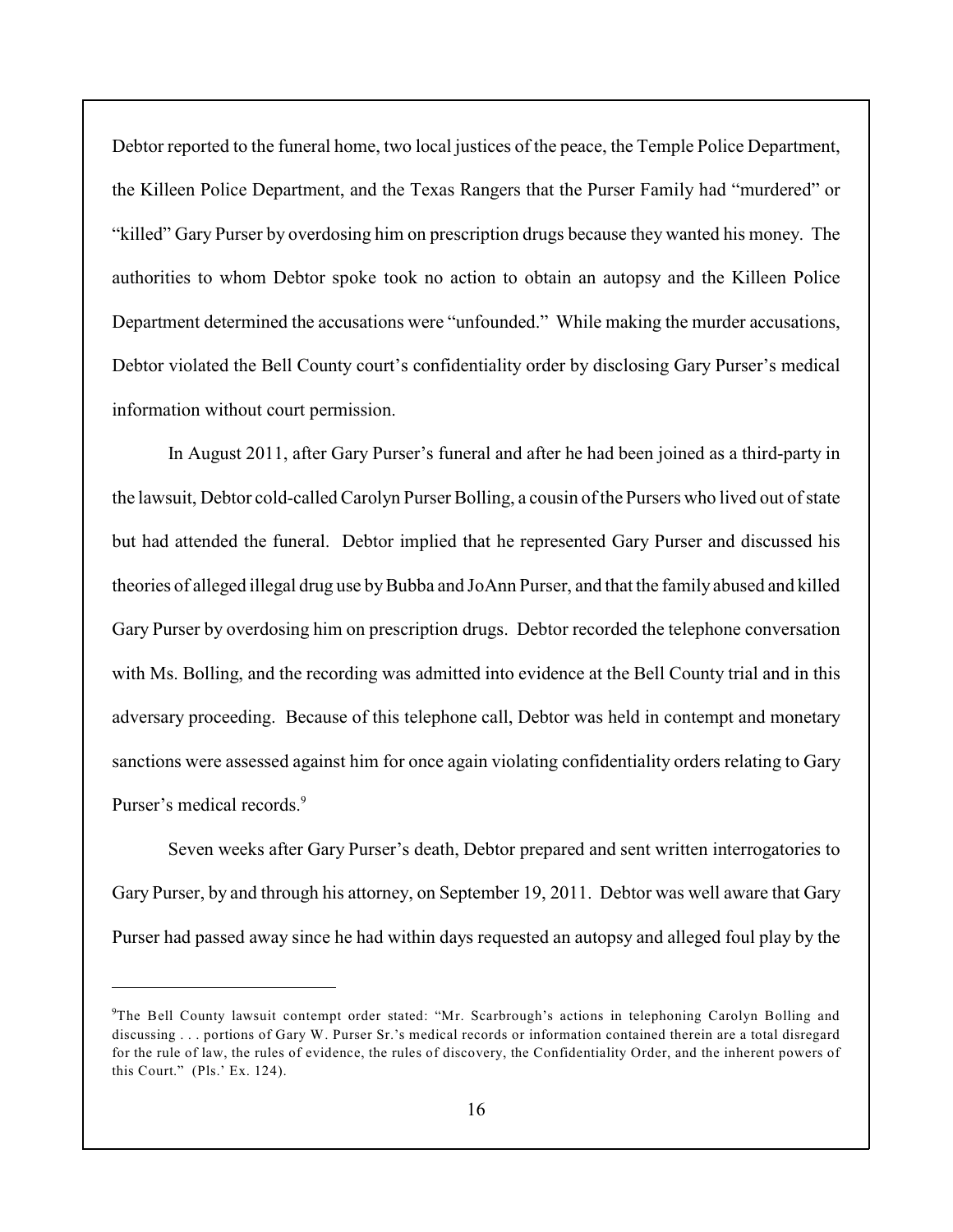Debtor reported to the funeral home, two local justices of the peace, the Temple Police Department, the Killeen Police Department, and the Texas Rangers that the Purser Family had "murdered" or "killed" Gary Purser by overdosing him on prescription drugs because they wanted his money. The authorities to whom Debtor spoke took no action to obtain an autopsy and the Killeen Police Department determined the accusations were "unfounded." While making the murder accusations, Debtor violated the Bell County court's confidentiality order by disclosing Gary Purser's medical information without court permission.

In August 2011, after Gary Purser's funeral and after he had been joined as a third-party in the lawsuit, Debtor cold-called Carolyn Purser Bolling, a cousin of the Pursers who lived out of state but had attended the funeral. Debtor implied that he represented Gary Purser and discussed his theories of alleged illegal drug use by Bubba and JoAnn Purser, and that the family abused and killed Gary Purser by overdosing him on prescription drugs. Debtor recorded the telephone conversation with Ms. Bolling, and the recording was admitted into evidence at the Bell County trial and in this adversary proceeding. Because of this telephone call, Debtor was held in contempt and monetary sanctions were assessed against him for once again violating confidentiality orders relating to Gary Purser's medical records.[9]

Seven weeks after Gary Purser's death, Debtor prepared and sent written interrogatories to Gary Purser, by and through his attorney, on September 19, 2011. Debtor was well aware that Gary Purser had passed away since he had within days requested an autopsy and alleged foul play by the

---

[9]The Bell County lawsuit contempt order stated: "Mr. Scarbrough's actions in telephoning Carolyn Bolling and discussing . . . portions of Gary W. Purser Sr.'s medical records or information contained therein are a total disregard for the rule of law, the rules of evidence, the rules of discovery, the Confidentiality Order, and the inherent powers of this Court." (Pls.' Ex. 124).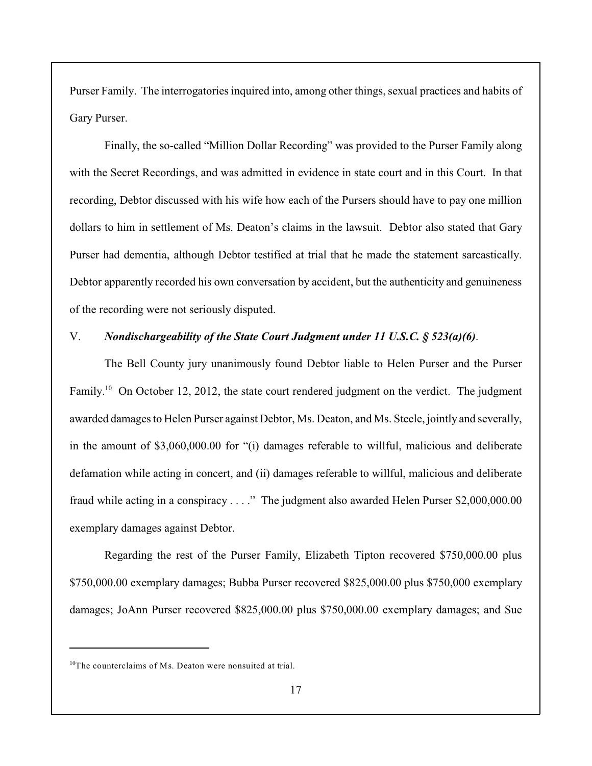Purser Family. The interrogatories inquired into, among other things, sexual practices and habits of Gary Purser.

Finally, the so-called "Million Dollar Recording" was provided to the Purser Family along with the Secret Recordings, and was admitted in evidence in state court and in this Court. In that recording, Debtor discussed with his wife how each of the Pursers should have to pay one million dollars to him in settlement of Ms. Deaton's claims in the lawsuit. Debtor also stated that Gary Purser had dementia, although Debtor testified at trial that he made the statement sarcastically. Debtor apparently recorded his own conversation by accident, but the authenticity and genuineness of the recording were not seriously disputed.

## V. *Nondischargeability of the State Court Judgment under 11 U.S.C. § 523(a)(6)*.

The Bell County jury unanimously found Debtor liable to Helen Purser and the Purser Family.[10] On October 12, 2012, the state court rendered judgment on the verdict. The judgment awarded damages to Helen Purser against Debtor, Ms. Deaton, and Ms. Steele, jointly and severally, in the amount of $3,060,000.00 for "(i) damages referable to willful, malicious and deliberate defamation while acting in concert, and (ii) damages referable to willful, malicious and deliberate fraud while acting in a conspiracy . . . ." The judgment also awarded Helen Purser $2,000,000.00 exemplary damages against Debtor.

Regarding the rest of the Purser Family, Elizabeth Tipton recovered $750,000.00 plus $750,000.00 exemplary damages; Bubba Purser recovered $825,000.00 plus $750,000 exemplary damages; JoAnn Purser recovered $825,000.00 plus $750,000.00 exemplary damages; and Sue

---

[10] The counterclaims of Ms. Deaton were nonsuited at trial.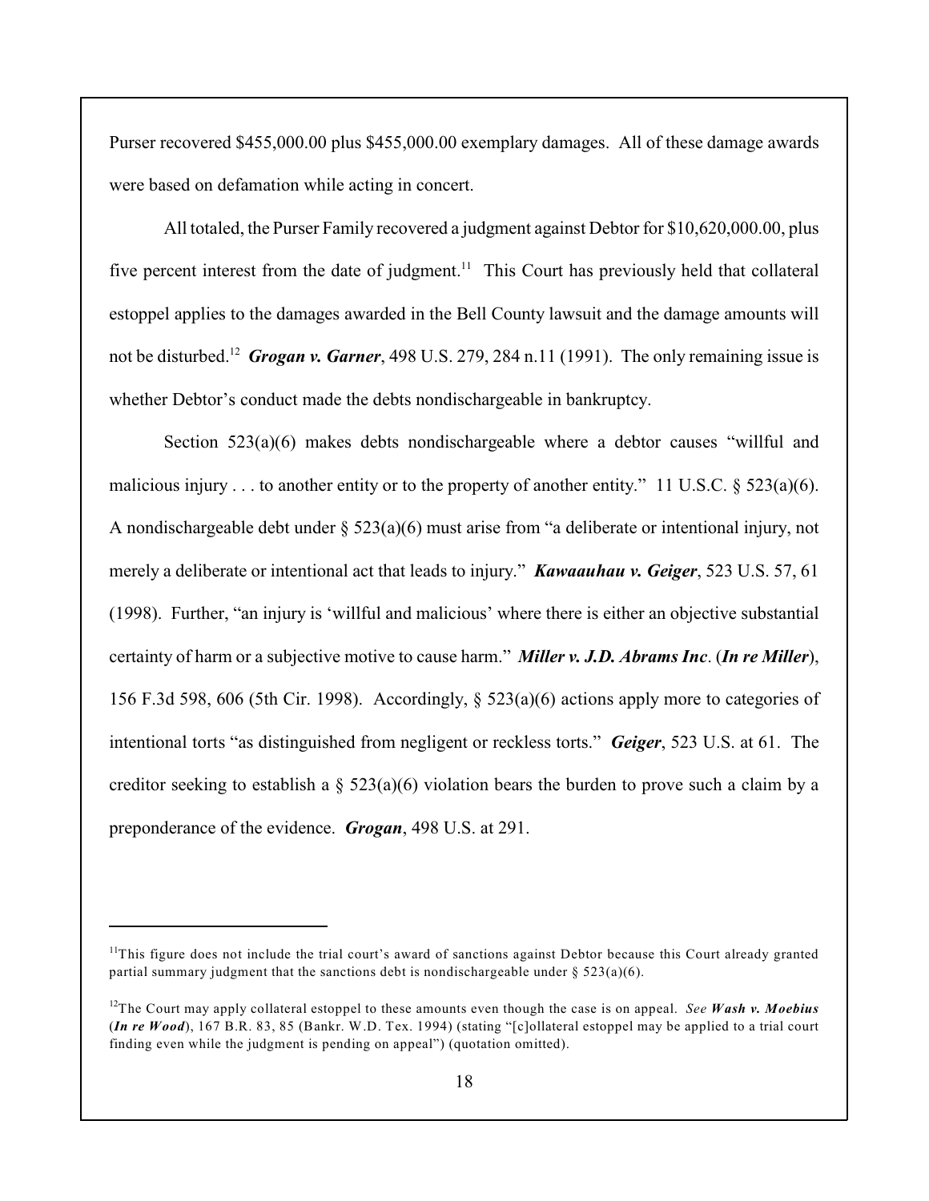Purser recovered $455,000.00 plus $455,000.00 exemplary damages. All of these damage awards were based on defamation while acting in concert.

All totaled, the Purser Family recovered a judgment against Debtor for $10,620,000.00, plus five percent interest from the date of judgment.[11] This Court has previously held that collateral estoppel applies to the damages awarded in the Bell County lawsuit and the damage amounts will not be disturbed.[12] ***Grogan v. Garner***, 498 U.S. 279, 284 n.11 (1991). The only remaining issue is whether Debtor's conduct made the debts nondischargeable in bankruptcy.

Section 523(a)(6) makes debts nondischargeable where a debtor causes "willful and malicious injury . . . to another entity or to the property of another entity." 11 U.S.C. § 523(a)(6). A nondischargeable debt under § 523(a)(6) must arise from "a deliberate or intentional injury, not merely a deliberate or intentional act that leads to injury." ***Kawaauhau v. Geiger***, 523 U.S. 57, 61 (1998). Further, "an injury is 'willful and malicious' where there is either an objective substantial certainty of harm or a subjective motive to cause harm." ***Miller v. J.D. Abrams Inc***. (***In re Miller***), 156 F.3d 598, 606 (5th Cir. 1998). Accordingly, § 523(a)(6) actions apply more to categories of intentional torts "as distinguished from negligent or reckless torts." ***Geiger***, 523 U.S. at 61. The creditor seeking to establish a § 523(a)(6) violation bears the burden to prove such a claim by a preponderance of the evidence. ***Grogan***, 498 U.S. at 291.

---

[11] This figure does not include the trial court's award of sanctions against Debtor because this Court already granted partial summary judgment that the sanctions debt is nondischargeable under § 523(a)(6).

[12] The Court may apply collateral estoppel to these amounts even though the case is on appeal. *See* ***Wash v. Moebius*** (***In re Wood***), 167 B.R. 83, 85 (Bankr. W.D. Tex. 1994) (stating "[c]ollateral estoppel may be applied to a trial court finding even while the judgment is pending on appeal") (quotation omitted).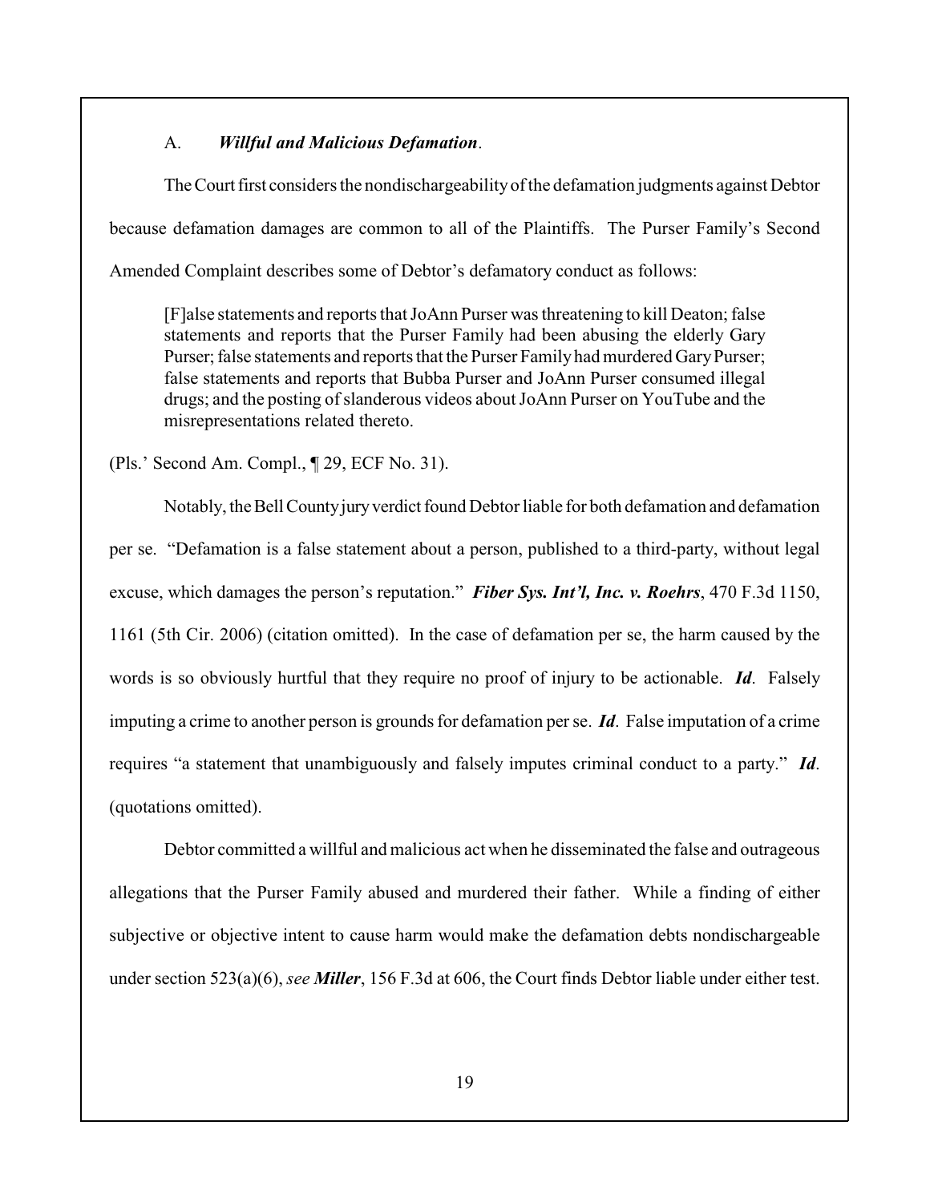### A. ***Willful and Malicious Defamation*.**

The Court first considers the nondischargeability of the defamation judgments against Debtor because defamation damages are common to all of the Plaintiffs. The Purser Family's Second Amended Complaint describes some of Debtor's defamatory conduct as follows:

> [F]alse statements and reports that JoAnn Purser was threatening to kill Deaton; false statements and reports that the Purser Family had been abusing the elderly Gary Purser; false statements and reports that the Purser Family had murdered Gary Purser; false statements and reports that Bubba Purser and JoAnn Purser consumed illegal drugs; and the posting of slanderous videos about JoAnn Purser on YouTube and the misrepresentations related thereto.

(Pls.' Second Am. Compl., ¶ 29, ECF No. 31).

Notably, the Bell County jury verdict found Debtor liable for both defamation and defamation per se. "Defamation is a false statement about a person, published to a third-party, without legal excuse, which damages the person's reputation." ***Fiber Sys. Int'l, Inc. v. Roehrs***, 470 F.3d 1150, 1161 (5th Cir. 2006) (citation omitted). In the case of defamation per se, the harm caused by the words is so obviously hurtful that they require no proof of injury to be actionable. ***Id***. Falsely imputing a crime to another person is grounds for defamation per se. ***Id***. False imputation of a crime requires "a statement that unambiguously and falsely imputes criminal conduct to a party." ***Id***. (quotations omitted).

Debtor committed a willful and malicious act when he disseminated the false and outrageous allegations that the Purser Family abused and murdered their father. While a finding of either subjective or objective intent to cause harm would make the defamation debts nondischargeable under section 523(a)(6), *see* ***Miller***, 156 F.3d at 606, the Court finds Debtor liable under either test.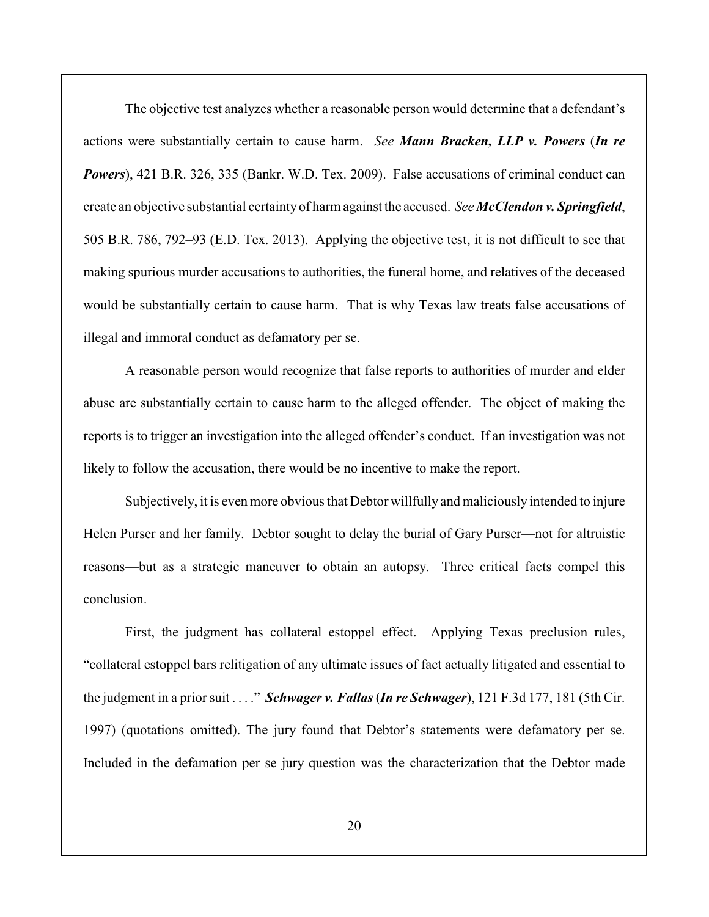The objective test analyzes whether a reasonable person would determine that a defendant's actions were substantially certain to cause harm. *See* ***Mann Bracken, LLP v. Powers*** (***In re Powers***), 421 B.R. 326, 335 (Bankr. W.D. Tex. 2009). False accusations of criminal conduct can create an objective substantial certainty of harm against the accused. *See* ***McClendon v. Springfield***, 505 B.R. 786, 792–93 (E.D. Tex. 2013). Applying the objective test, it is not difficult to see that making spurious murder accusations to authorities, the funeral home, and relatives of the deceased would be substantially certain to cause harm. That is why Texas law treats false accusations of illegal and immoral conduct as defamatory per se.

A reasonable person would recognize that false reports to authorities of murder and elder abuse are substantially certain to cause harm to the alleged offender. The object of making the reports is to trigger an investigation into the alleged offender's conduct. If an investigation was not likely to follow the accusation, there would be no incentive to make the report.

Subjectively, it is even more obvious that Debtor willfully and maliciously intended to injure Helen Purser and her family. Debtor sought to delay the burial of Gary Purser—not for altruistic reasons—but as a strategic maneuver to obtain an autopsy. Three critical facts compel this conclusion.

First, the judgment has collateral estoppel effect. Applying Texas preclusion rules, "collateral estoppel bars relitigation of any ultimate issues of fact actually litigated and essential to the judgment in a prior suit . . . ." ***Schwager v. Fallas*** (***In re Schwager***), 121 F.3d 177, 181 (5th Cir. 1997) (quotations omitted). The jury found that Debtor's statements were defamatory per se. Included in the defamation per se jury question was the characterization that the Debtor made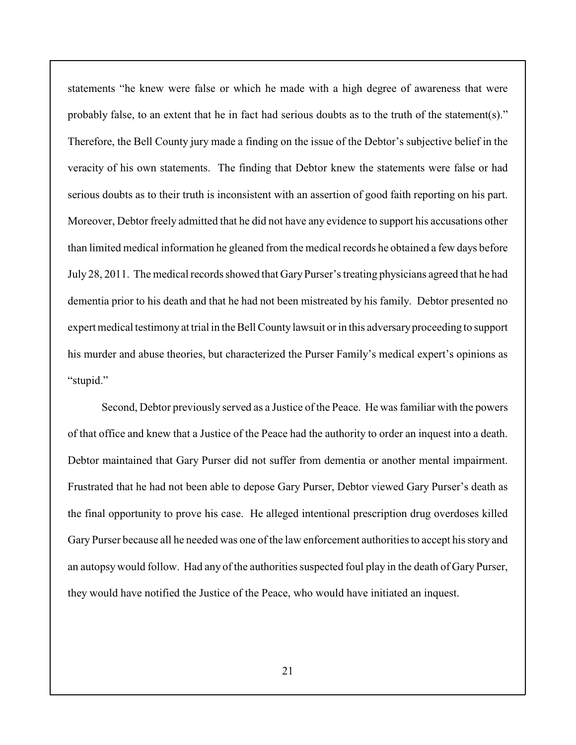statements "he knew were false or which he made with a high degree of awareness that were probably false, to an extent that he in fact had serious doubts as to the truth of the statement(s)." Therefore, the Bell County jury made a finding on the issue of the Debtor's subjective belief in the veracity of his own statements. The finding that Debtor knew the statements were false or had serious doubts as to their truth is inconsistent with an assertion of good faith reporting on his part. Moreover, Debtor freely admitted that he did not have any evidence to support his accusations other than limited medical information he gleaned from the medical records he obtained a few days before July 28, 2011. The medical records showed that Gary Purser's treating physicians agreed that he had dementia prior to his death and that he had not been mistreated by his family. Debtor presented no expert medical testimony at trial in the Bell County lawsuit or in this adversary proceeding to support his murder and abuse theories, but characterized the Purser Family's medical expert's opinions as "stupid."

Second, Debtor previously served as a Justice of the Peace. He was familiar with the powers of that office and knew that a Justice of the Peace had the authority to order an inquest into a death. Debtor maintained that Gary Purser did not suffer from dementia or another mental impairment. Frustrated that he had not been able to depose Gary Purser, Debtor viewed Gary Purser's death as the final opportunity to prove his case. He alleged intentional prescription drug overdoses killed Gary Purser because all he needed was one of the law enforcement authorities to accept his story and an autopsy would follow. Had any of the authorities suspected foul play in the death of Gary Purser, they would have notified the Justice of the Peace, who would have initiated an inquest.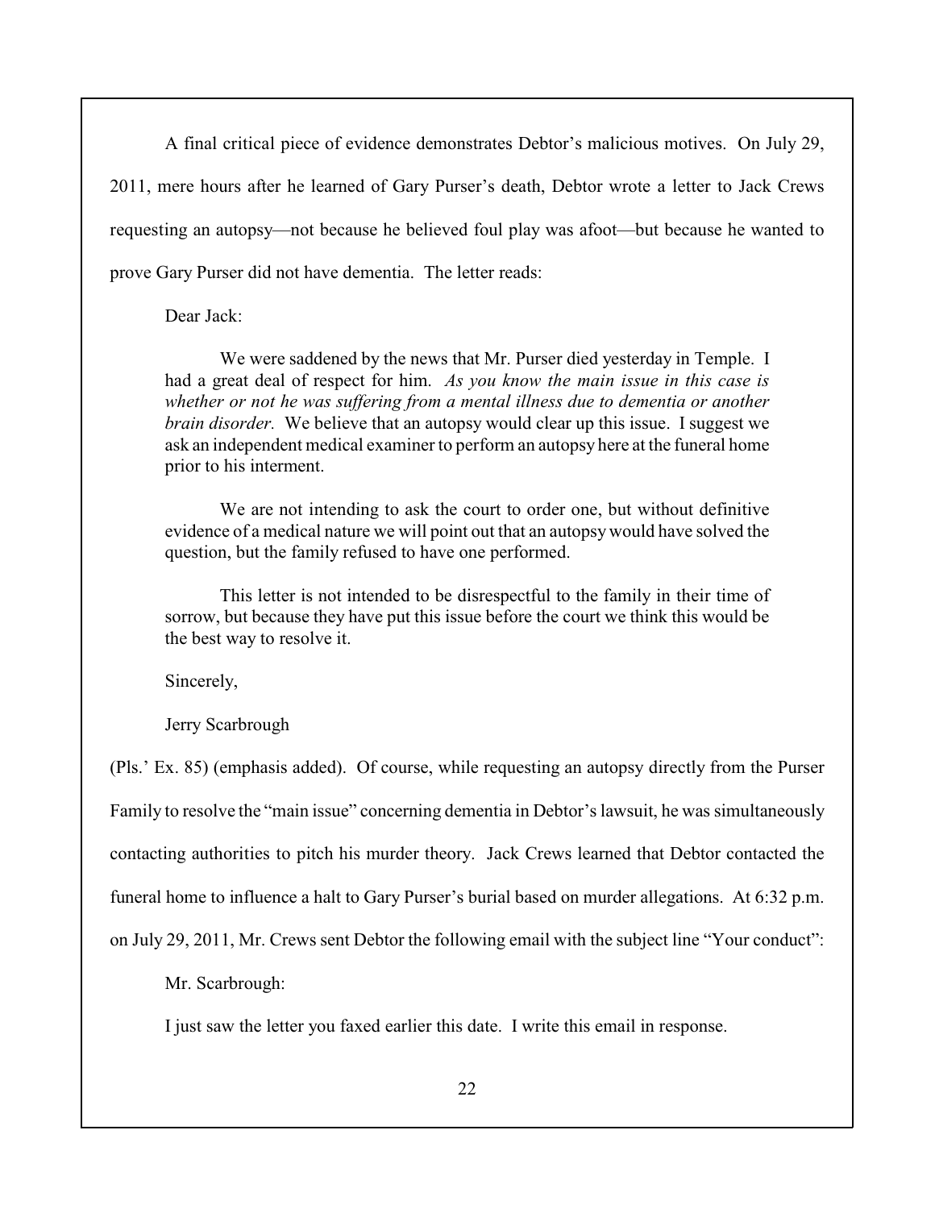A final critical piece of evidence demonstrates Debtor's malicious motives. On July 29, 2011, mere hours after he learned of Gary Purser's death, Debtor wrote a letter to Jack Crews requesting an autopsy—not because he believed foul play was afoot—but because he wanted to prove Gary Purser did not have dementia. The letter reads:

> Dear Jack:
>
> We were saddened by the news that Mr. Purser died yesterday in Temple. I had a great deal of respect for him. *As you know the main issue in this case is whether or not he was suffering from a mental illness due to dementia or another brain disorder.* We believe that an autopsy would clear up this issue. I suggest we ask an independent medical examiner to perform an autopsy here at the funeral home prior to his interment.
>
> We are not intending to ask the court to order one, but without definitive evidence of a medical nature we will point out that an autopsy would have solved the question, but the family refused to have one performed.
>
> This letter is not intended to be disrespectful to the family in their time of sorrow, but because they have put this issue before the court we think this would be the best way to resolve it.
>
> Sincerely,
>
> Jerry Scarbrough

(Pls.' Ex. 85) (emphasis added). Of course, while requesting an autopsy directly from the Purser Family to resolve the "main issue" concerning dementia in Debtor's lawsuit, he was simultaneously contacting authorities to pitch his murder theory. Jack Crews learned that Debtor contacted the funeral home to influence a halt to Gary Purser's burial based on murder allegations. At 6:32 p.m. on July 29, 2011, Mr. Crews sent Debtor the following email with the subject line "Your conduct":

> Mr. Scarbrough:
>
> I just saw the letter you faxed earlier this date. I write this email in response.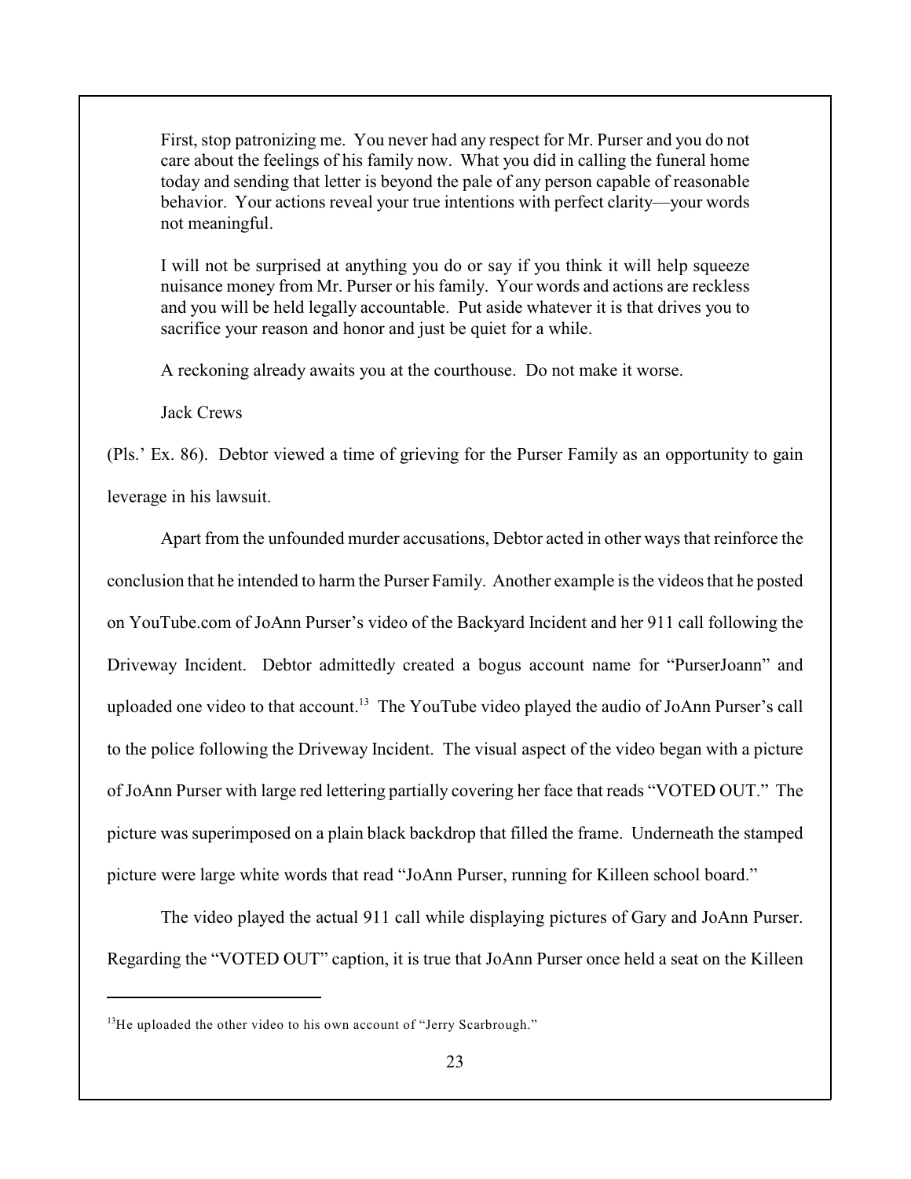> First, stop patronizing me. You never had any respect for Mr. Purser and you do not care about the feelings of his family now. What you did in calling the funeral home today and sending that letter is beyond the pale of any person capable of reasonable behavior. Your actions reveal your true intentions with perfect clarity—your words not meaningful.
>
> I will not be surprised at anything you do or say if you think it will help squeeze nuisance money from Mr. Purser or his family. Your words and actions are reckless and you will be held legally accountable. Put aside whatever it is that drives you to sacrifice your reason and honor and just be quiet for a while.
>
> A reckoning already awaits you at the courthouse. Do not make it worse.
>
> Jack Crews

(Pls.' Ex. 86). Debtor viewed a time of grieving for the Purser Family as an opportunity to gain leverage in his lawsuit.

Apart from the unfounded murder accusations, Debtor acted in other ways that reinforce the conclusion that he intended to harm the Purser Family. Another example is the videos that he posted on YouTube.com of JoAnn Purser's video of the Backyard Incident and her 911 call following the Driveway Incident. Debtor admittedly created a bogus account name for "PurserJoann" and uploaded one video to that account.[13] The YouTube video played the audio of JoAnn Purser's call to the police following the Driveway Incident. The visual aspect of the video began with a picture of JoAnn Purser with large red lettering partially covering her face that reads "VOTED OUT." The picture was superimposed on a plain black backdrop that filled the frame. Underneath the stamped picture were large white words that read "JoAnn Purser, running for Killeen school board."

The video played the actual 911 call while displaying pictures of Gary and JoAnn Purser. Regarding the "VOTED OUT" caption, it is true that JoAnn Purser once held a seat on the Killeen

[13] He uploaded the other video to his own account of "Jerry Scarbrough."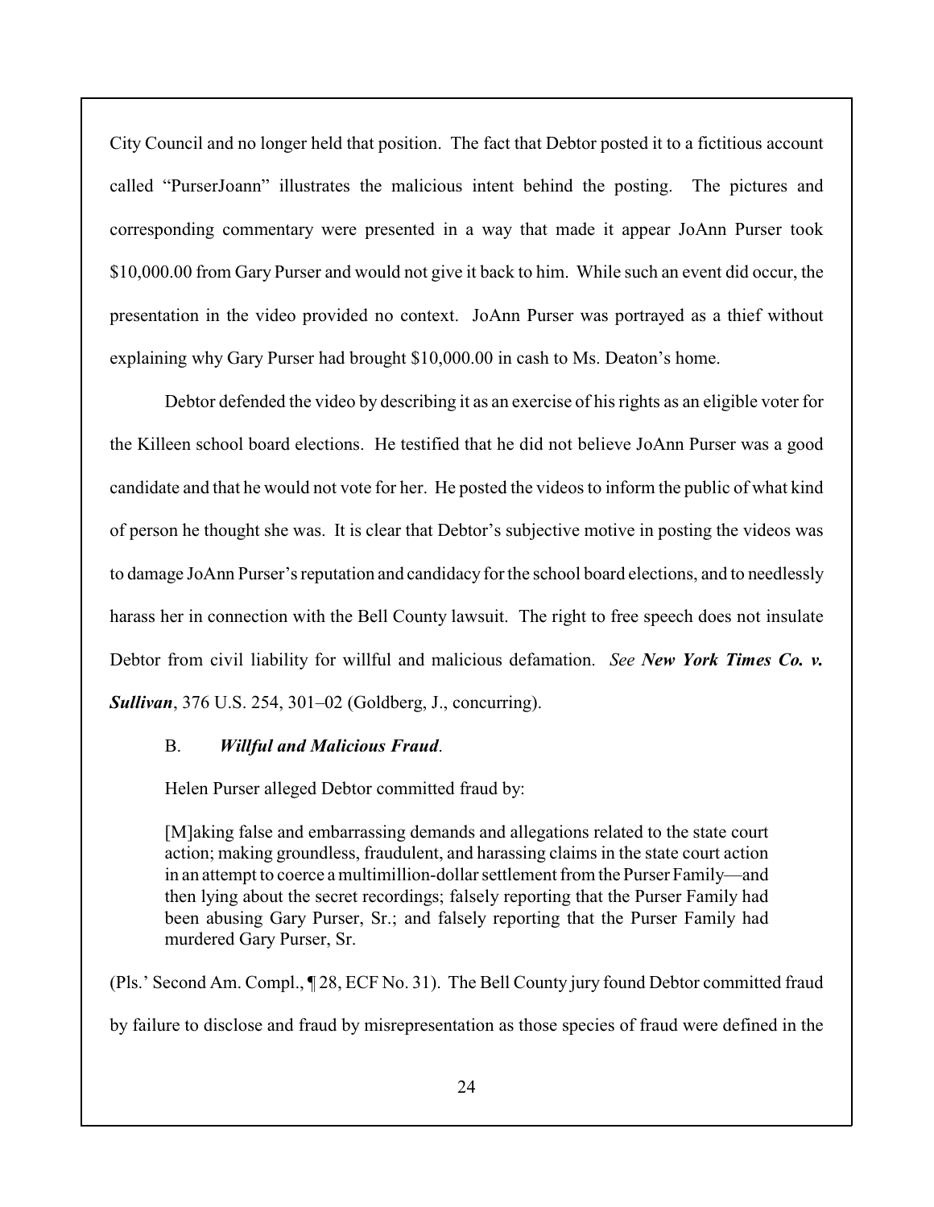City Council and no longer held that position. The fact that Debtor posted it to a fictitious account called "PurserJoann" illustrates the malicious intent behind the posting. The pictures and corresponding commentary were presented in a way that made it appear JoAnn Purser took $10,000.00 from Gary Purser and would not give it back to him. While such an event did occur, the presentation in the video provided no context. JoAnn Purser was portrayed as a thief without explaining why Gary Purser had brought $10,000.00 in cash to Ms. Deaton's home.

Debtor defended the video by describing it as an exercise of his rights as an eligible voter for the Killeen school board elections. He testified that he did not believe JoAnn Purser was a good candidate and that he would not vote for her. He posted the videos to inform the public of what kind of person he thought she was. It is clear that Debtor's subjective motive in posting the videos was to damage JoAnn Purser's reputation and candidacy for the school board elections, and to needlessly harass her in connection with the Bell County lawsuit. The right to free speech does not insulate Debtor from civil liability for willful and malicious defamation. *See **New York Times Co. v. Sullivan***, 376 U.S. 254, 301–02 (Goldberg, J., concurring).

B. ***Willful and Malicious Fraud***.

Helen Purser alleged Debtor committed fraud by:

> [M]aking false and embarrassing demands and allegations related to the state court action; making groundless, fraudulent, and harassing claims in the state court action in an attempt to coerce a multimillion-dollar settlement from the Purser Family—and then lying about the secret recordings; falsely reporting that the Purser Family had been abusing Gary Purser, Sr.; and falsely reporting that the Purser Family had murdered Gary Purser, Sr.

(Pls.' Second Am. Compl., ¶ 28, ECF No. 31). The Bell County jury found Debtor committed fraud by failure to disclose and fraud by misrepresentation as those species of fraud were defined in the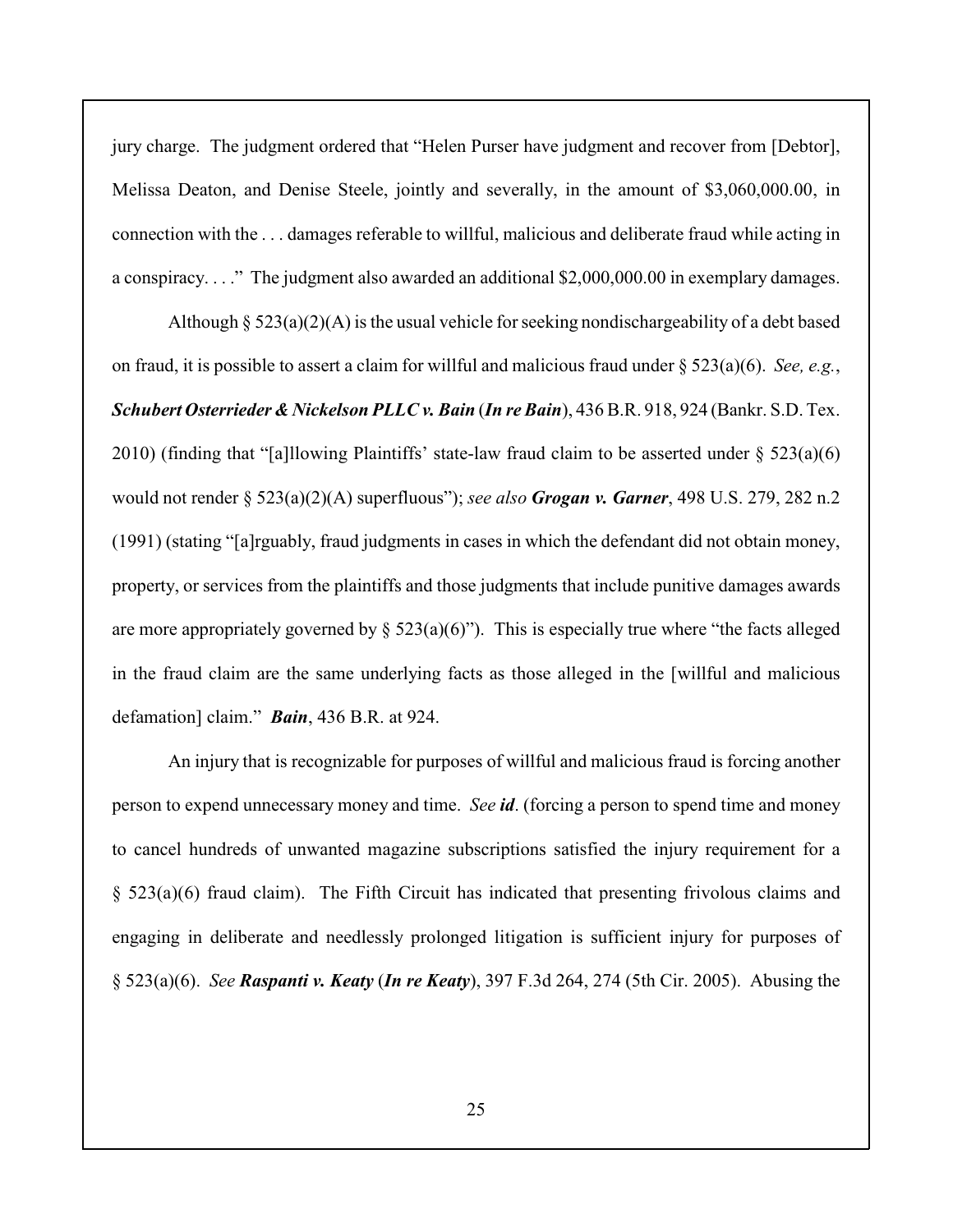jury charge. The judgment ordered that "Helen Purser have judgment and recover from [Debtor], Melissa Deaton, and Denise Steele, jointly and severally, in the amount of $3,060,000.00, in connection with the . . . damages referable to willful, malicious and deliberate fraud while acting in a conspiracy. . . ." The judgment also awarded an additional $2,000,000.00 in exemplary damages.

Although § 523(a)(2)(A) is the usual vehicle for seeking nondischargeability of a debt based on fraud, it is possible to assert a claim for willful and malicious fraud under § 523(a)(6). *See, e.g.*, ***Schubert Osterrieder & Nickelson PLLC v. Bain*** (***In re Bain***), 436 B.R. 918, 924 (Bankr. S.D. Tex. 2010) (finding that "[a]llowing Plaintiffs' state-law fraud claim to be asserted under § 523(a)(6) would not render § 523(a)(2)(A) superfluous"); *see also* ***Grogan v. Garner***, 498 U.S. 279, 282 n.2 (1991) (stating "[a]rguably, fraud judgments in cases in which the defendant did not obtain money, property, or services from the plaintiffs and those judgments that include punitive damages awards are more appropriately governed by § 523(a)(6)"). This is especially true where "the facts alleged in the fraud claim are the same underlying facts as those alleged in the [willful and malicious defamation] claim." ***Bain***, 436 B.R. at 924.

An injury that is recognizable for purposes of willful and malicious fraud is forcing another person to expend unnecessary money and time. *See* ***id***. (forcing a person to spend time and money to cancel hundreds of unwanted magazine subscriptions satisfied the injury requirement for a § 523(a)(6) fraud claim). The Fifth Circuit has indicated that presenting frivolous claims and engaging in deliberate and needlessly prolonged litigation is sufficient injury for purposes of § 523(a)(6). *See* ***Raspanti v. Keaty*** (***In re Keaty***), 397 F.3d 264, 274 (5th Cir. 2005). Abusing the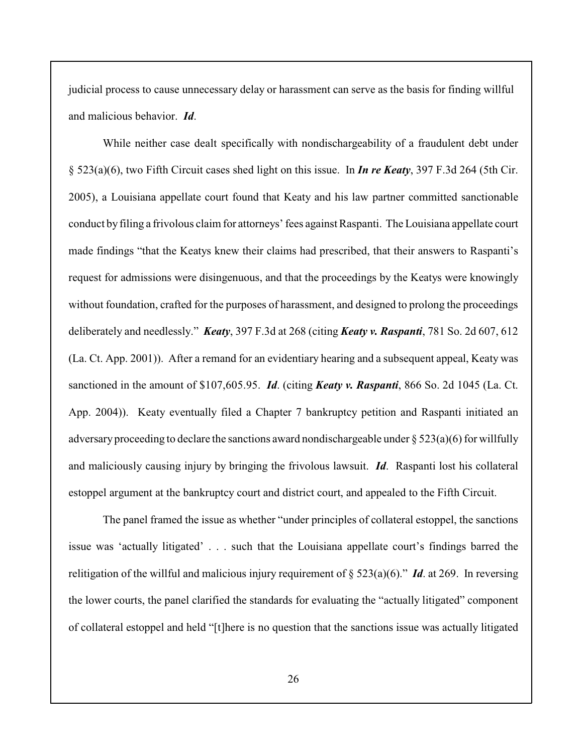judicial process to cause unnecessary delay or harassment can serve as the basis for finding willful and malicious behavior. ***Id***.

While neither case dealt specifically with nondischargeability of a fraudulent debt under § 523(a)(6), two Fifth Circuit cases shed light on this issue. In ***In re Keaty***, 397 F.3d 264 (5th Cir. 2005), a Louisiana appellate court found that Keaty and his law partner committed sanctionable conduct by filing a frivolous claim for attorneys' fees against Raspanti. The Louisiana appellate court made findings "that the Keatys knew their claims had prescribed, that their answers to Raspanti's request for admissions were disingenuous, and that the proceedings by the Keatys were knowingly without foundation, crafted for the purposes of harassment, and designed to prolong the proceedings deliberately and needlessly." ***Keaty***, 397 F.3d at 268 (citing ***Keaty v. Raspanti***, 781 So. 2d 607, 612 (La. Ct. App. 2001)). After a remand for an evidentiary hearing and a subsequent appeal, Keaty was sanctioned in the amount of $107,605.95. ***Id***. (citing ***Keaty v. Raspanti***, 866 So. 2d 1045 (La. Ct. App. 2004)). Keaty eventually filed a Chapter 7 bankruptcy petition and Raspanti initiated an adversary proceeding to declare the sanctions award nondischargeable under § 523(a)(6) for willfully and maliciously causing injury by bringing the frivolous lawsuit. ***Id***. Raspanti lost his collateral estoppel argument at the bankruptcy court and district court, and appealed to the Fifth Circuit.

The panel framed the issue as whether "under principles of collateral estoppel, the sanctions issue was 'actually litigated' . . . such that the Louisiana appellate court's findings barred the relitigation of the willful and malicious injury requirement of § 523(a)(6)." ***Id***. at 269. In reversing the lower courts, the panel clarified the standards for evaluating the "actually litigated" component of collateral estoppel and held "[t]here is no question that the sanctions issue was actually litigated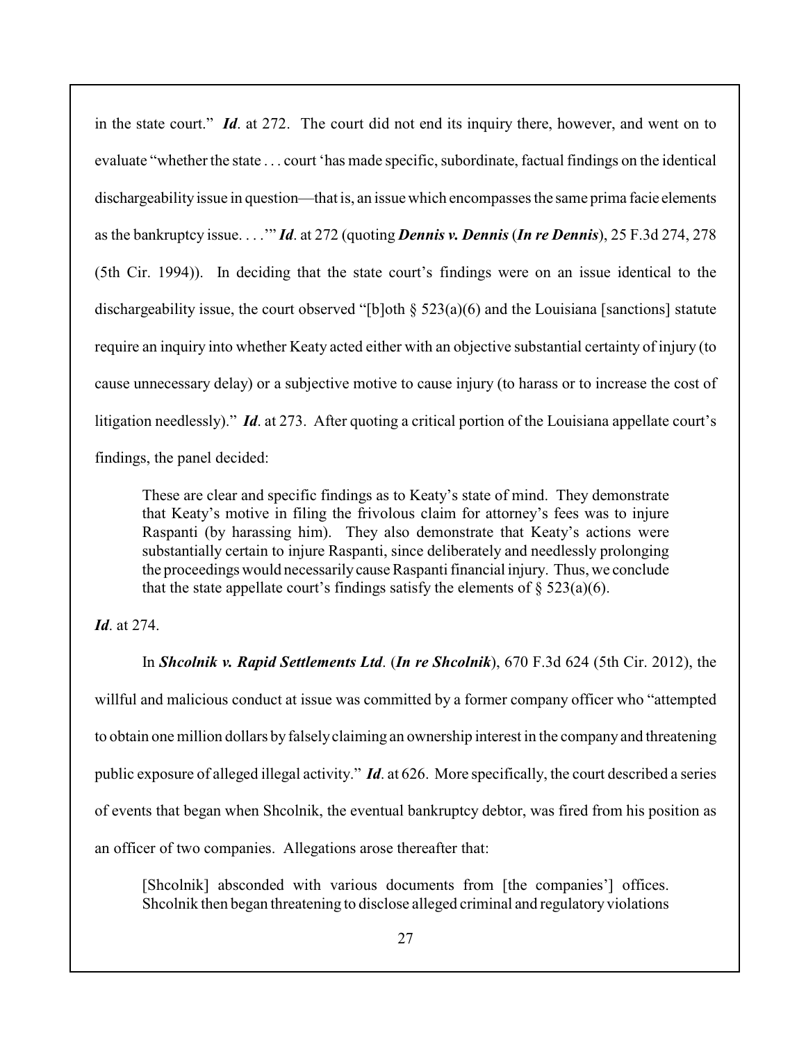in the state court." ***Id***. at 272. The court did not end its inquiry there, however, and went on to evaluate "whether the state . . . court 'has made specific, subordinate, factual findings on the identical dischargeability issue in question—that is, an issue which encompasses the same prima facie elements as the bankruptcy issue. . . .'" ***Id***. at 272 (quoting ***Dennis v. Dennis*** (***In re Dennis***), 25 F.3d 274, 278 (5th Cir. 1994)). In deciding that the state court's findings were on an issue identical to the dischargeability issue, the court observed "[b]oth § 523(a)(6) and the Louisiana [sanctions] statute require an inquiry into whether Keaty acted either with an objective substantial certainty of injury (to cause unnecessary delay) or a subjective motive to cause injury (to harass or to increase the cost of litigation needlessly)." ***Id***. at 273. After quoting a critical portion of the Louisiana appellate court's findings, the panel decided:

> These are clear and specific findings as to Keaty's state of mind. They demonstrate that Keaty's motive in filing the frivolous claim for attorney's fees was to injure Raspanti (by harassing him). They also demonstrate that Keaty's actions were substantially certain to injure Raspanti, since deliberately and needlessly prolonging the proceedings would necessarily cause Raspanti financial injury. Thus, we conclude that the state appellate court's findings satisfy the elements of § 523(a)(6).

***Id***. at 274.

In ***Shcolnik v. Rapid Settlements Ltd***. (***In re Shcolnik***), 670 F.3d 624 (5th Cir. 2012), the willful and malicious conduct at issue was committed by a former company officer who "attempted to obtain one million dollars by falsely claiming an ownership interest in the company and threatening public exposure of alleged illegal activity." ***Id***. at 626. More specifically, the court described a series of events that began when Shcolnik, the eventual bankruptcy debtor, was fired from his position as an officer of two companies. Allegations arose thereafter that:

> [Shcolnik] absconded with various documents from [the companies'] offices. Shcolnik then began threatening to disclose alleged criminal and regulatory violations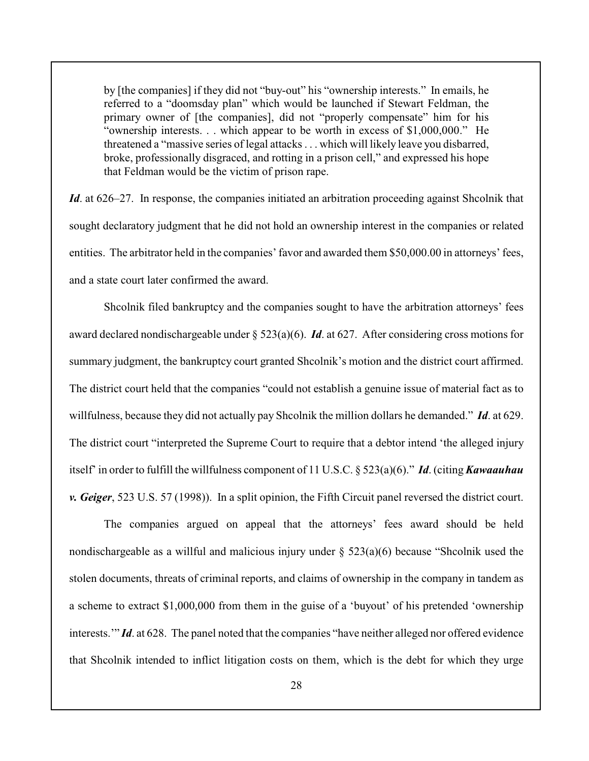> by [the companies] if they did not "buy-out" his "ownership interests." In emails, he referred to a "doomsday plan" which would be launched if Stewart Feldman, the primary owner of [the companies], did not "properly compensate" him for his "ownership interests. . . which appear to be worth in excess of $1,000,000." He threatened a "massive series of legal attacks . . . which will likely leave you disbarred, broke, professionally disgraced, and rotting in a prison cell," and expressed his hope that Feldman would be the victim of prison rape.

***Id***. at 626–27. In response, the companies initiated an arbitration proceeding against Shcolnik that sought declaratory judgment that he did not hold an ownership interest in the companies or related entities. The arbitrator held in the companies' favor and awarded them $50,000.00 in attorneys' fees, and a state court later confirmed the award.

Shcolnik filed bankruptcy and the companies sought to have the arbitration attorneys' fees award declared nondischargeable under § 523(a)(6). ***Id***. at 627. After considering cross motions for summary judgment, the bankruptcy court granted Shcolnik's motion and the district court affirmed. The district court held that the companies "could not establish a genuine issue of material fact as to willfulness, because they did not actually pay Shcolnik the million dollars he demanded." ***Id***. at 629. The district court "interpreted the Supreme Court to require that a debtor intend 'the alleged injury itself' in order to fulfill the willfulness component of 11 U.S.C. § 523(a)(6)." ***Id***. (citing ***Kawaauhau v. Geiger***, 523 U.S. 57 (1998)). In a split opinion, the Fifth Circuit panel reversed the district court.

The companies argued on appeal that the attorneys' fees award should be held nondischargeable as a willful and malicious injury under § 523(a)(6) because "Shcolnik used the stolen documents, threats of criminal reports, and claims of ownership in the company in tandem as a scheme to extract $1,000,000 from them in the guise of a 'buyout' of his pretended 'ownership interests.'" ***Id***. at 628. The panel noted that the companies "have neither alleged nor offered evidence that Shcolnik intended to inflict litigation costs on them, which is the debt for which they urge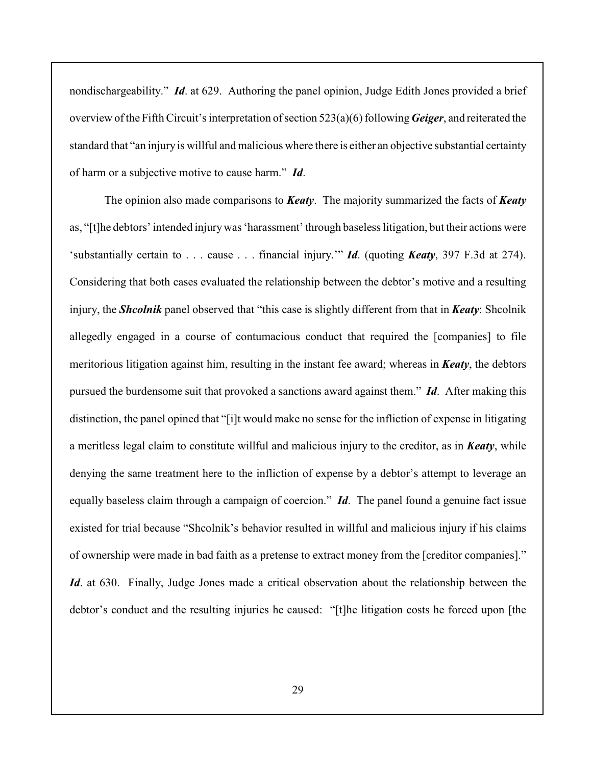nondischargeability." ***Id***. at 629. Authoring the panel opinion, Judge Edith Jones provided a brief overview of the Fifth Circuit's interpretation of section 523(a)(6) following ***Geiger***, and reiterated the standard that "an injury is willful and malicious where there is either an objective substantial certainty of harm or a subjective motive to cause harm." ***Id***.

The opinion also made comparisons to ***Keaty***. The majority summarized the facts of ***Keaty*** as, "[t]he debtors' intended injury was 'harassment' through baseless litigation, but their actions were 'substantially certain to . . . cause . . . financial injury.'" ***Id***. (quoting ***Keaty***, 397 F.3d at 274). Considering that both cases evaluated the relationship between the debtor's motive and a resulting injury, the ***Shcolnik*** panel observed that "this case is slightly different from that in ***Keaty***: Shcolnik allegedly engaged in a course of contumacious conduct that required the [companies] to file meritorious litigation against him, resulting in the instant fee award; whereas in ***Keaty***, the debtors pursued the burdensome suit that provoked a sanctions award against them." ***Id***. After making this distinction, the panel opined that "[i]t would make no sense for the infliction of expense in litigating a meritless legal claim to constitute willful and malicious injury to the creditor, as in ***Keaty***, while denying the same treatment here to the infliction of expense by a debtor's attempt to leverage an equally baseless claim through a campaign of coercion." ***Id***. The panel found a genuine fact issue existed for trial because "Shcolnik's behavior resulted in willful and malicious injury if his claims of ownership were made in bad faith as a pretense to extract money from the [creditor companies]." ***Id***. at 630. Finally, Judge Jones made a critical observation about the relationship between the debtor's conduct and the resulting injuries he caused: "[t]he litigation costs he forced upon [the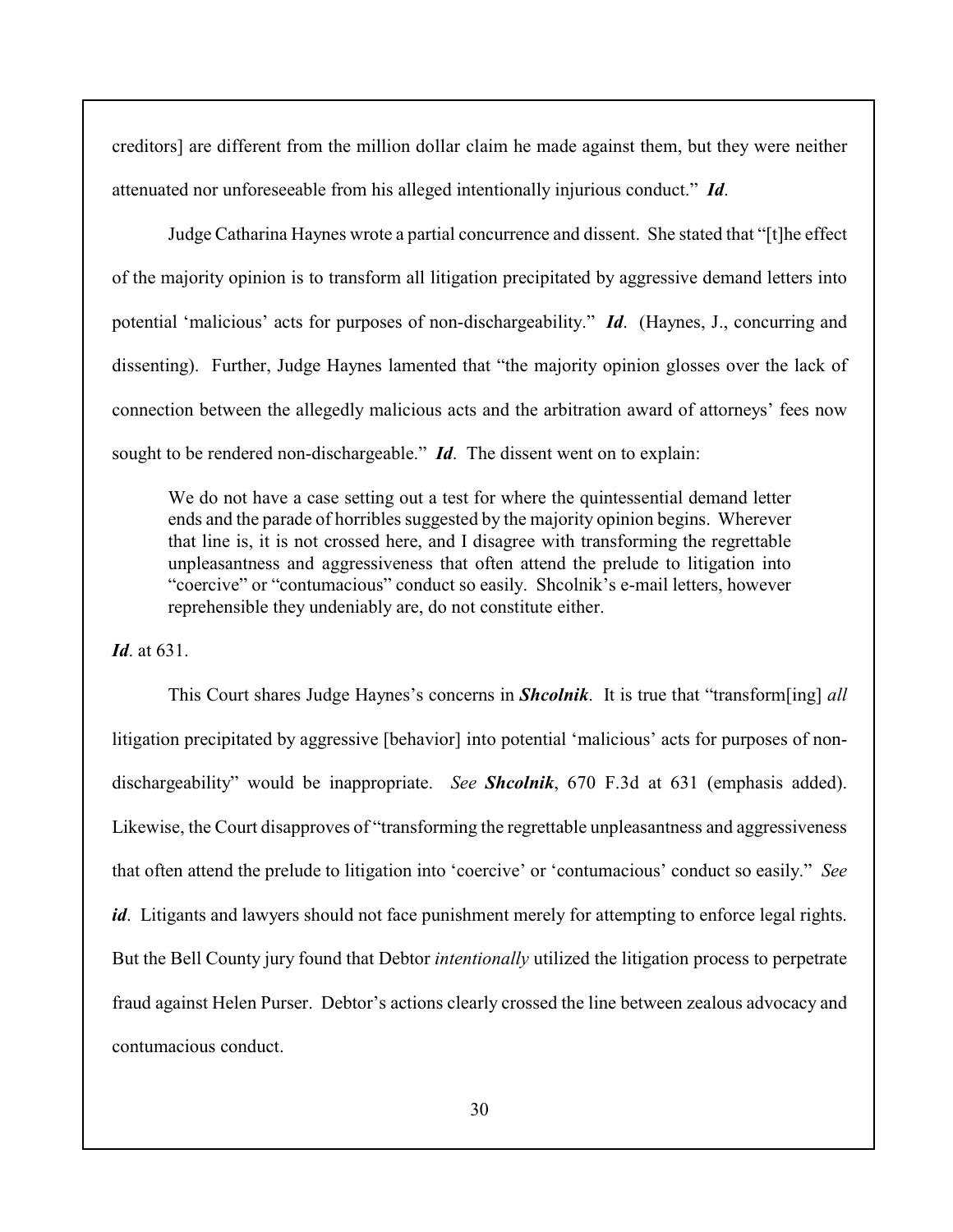creditors] are different from the million dollar claim he made against them, but they were neither attenuated nor unforeseeable from his alleged intentionally injurious conduct." ***Id***.

Judge Catharina Haynes wrote a partial concurrence and dissent. She stated that "[t]he effect of the majority opinion is to transform all litigation precipitated by aggressive demand letters into potential 'malicious' acts for purposes of non-dischargeability." ***Id***. (Haynes, J., concurring and dissenting). Further, Judge Haynes lamented that "the majority opinion glosses over the lack of connection between the allegedly malicious acts and the arbitration award of attorneys' fees now sought to be rendered non-dischargeable." ***Id***. The dissent went on to explain:

> We do not have a case setting out a test for where the quintessential demand letter ends and the parade of horribles suggested by the majority opinion begins. Wherever that line is, it is not crossed here, and I disagree with transforming the regrettable unpleasantness and aggressiveness that often attend the prelude to litigation into "coercive" or "contumacious" conduct so easily. Shcolnik's e-mail letters, however reprehensible they undeniably are, do not constitute either.

***Id***. at 631.

This Court shares Judge Haynes's concerns in ***Shcolnik***. It is true that "transform[ing] *all* litigation precipitated by aggressive [behavior] into potential 'malicious' acts for purposes of non-dischargeability" would be inappropriate. *See* ***Shcolnik***, 670 F.3d at 631 (emphasis added). Likewise, the Court disapproves of "transforming the regrettable unpleasantness and aggressiveness that often attend the prelude to litigation into 'coercive' or 'contumacious' conduct so easily." *See* ***id***. Litigants and lawyers should not face punishment merely for attempting to enforce legal rights. But the Bell County jury found that Debtor *intentionally* utilized the litigation process to perpetrate fraud against Helen Purser. Debtor's actions clearly crossed the line between zealous advocacy and contumacious conduct.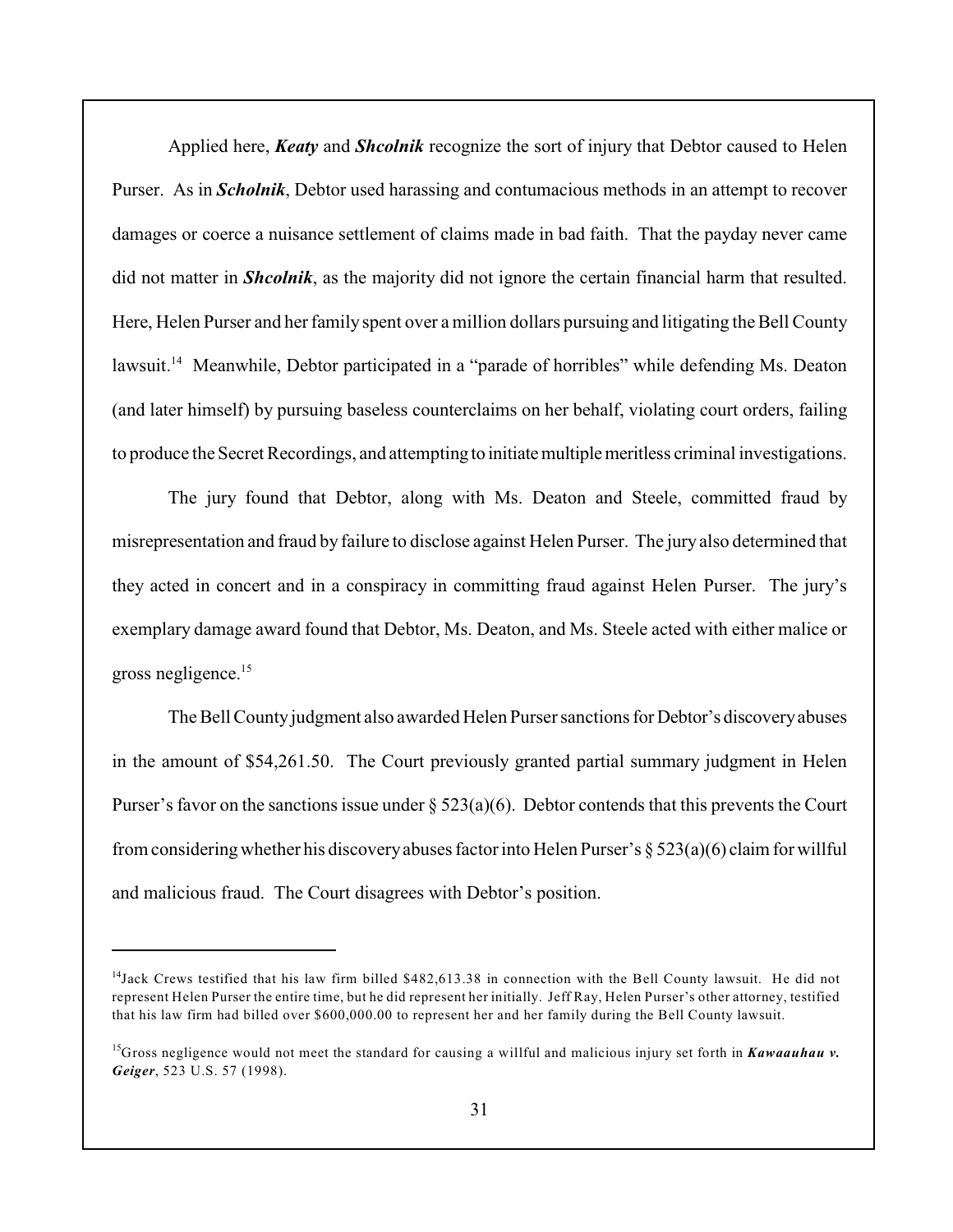Applied here, ***Keaty*** and ***Shcolnik*** recognize the sort of injury that Debtor caused to Helen Purser. As in ***Scholnik***, Debtor used harassing and contumacious methods in an attempt to recover damages or coerce a nuisance settlement of claims made in bad faith. That the payday never came did not matter in ***Shcolnik***, as the majority did not ignore the certain financial harm that resulted. Here, Helen Purser and her family spent over a million dollars pursuing and litigating the Bell County lawsuit.[14] Meanwhile, Debtor participated in a "parade of horribles" while defending Ms. Deaton (and later himself) by pursuing baseless counterclaims on her behalf, violating court orders, failing to produce the Secret Recordings, and attempting to initiate multiple meritless criminal investigations.

The jury found that Debtor, along with Ms. Deaton and Steele, committed fraud by misrepresentation and fraud by failure to disclose against Helen Purser. The jury also determined that they acted in concert and in a conspiracy in committing fraud against Helen Purser. The jury's exemplary damage award found that Debtor, Ms. Deaton, and Ms. Steele acted with either malice or gross negligence.[15]

The Bell County judgment also awarded Helen Purser sanctions for Debtor's discovery abuses in the amount of $54,261.50. The Court previously granted partial summary judgment in Helen Purser's favor on the sanctions issue under § 523(a)(6). Debtor contends that this prevents the Court from considering whether his discovery abuses factor into Helen Purser's § 523(a)(6) claim for willful and malicious fraud. The Court disagrees with Debtor's position.

---

[14] Jack Crews testified that his law firm billed $482,613.38 in connection with the Bell County lawsuit. He did not represent Helen Purser the entire time, but he did represent her initially. Jeff Ray, Helen Purser's other attorney, testified that his law firm had billed over $600,000.00 to represent her and her family during the Bell County lawsuit.

[15] Gross negligence would not meet the standard for causing a willful and malicious injury set forth in ***Kawaauhau v. Geiger***, 523 U.S. 57 (1998).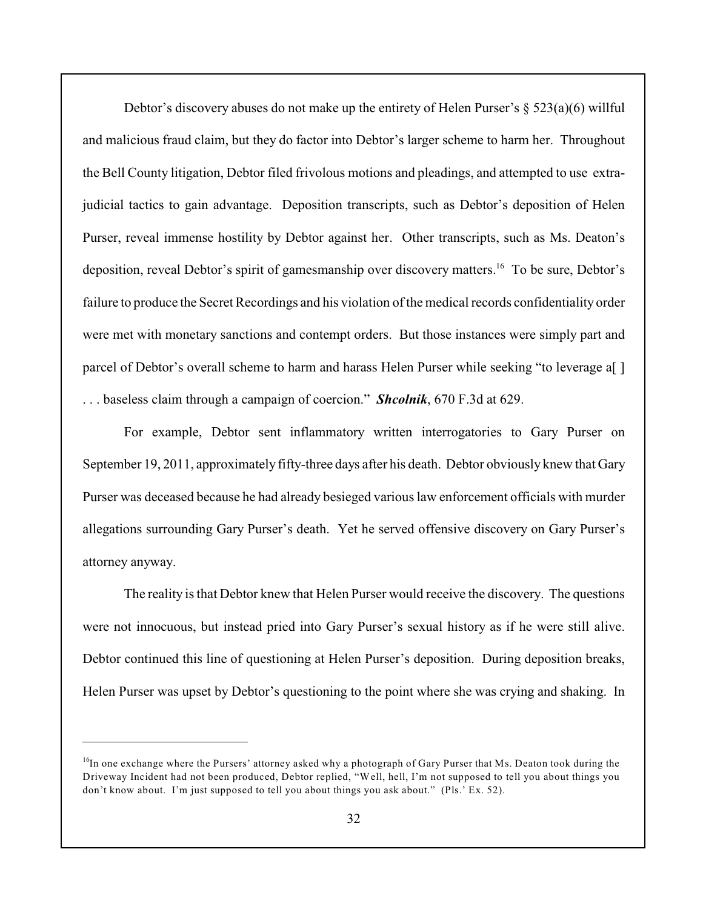Debtor's discovery abuses do not make up the entirety of Helen Purser's § 523(a)(6) willful and malicious fraud claim, but they do factor into Debtor's larger scheme to harm her. Throughout the Bell County litigation, Debtor filed frivolous motions and pleadings, and attempted to use extra-judicial tactics to gain advantage. Deposition transcripts, such as Debtor's deposition of Helen Purser, reveal immense hostility by Debtor against her. Other transcripts, such as Ms. Deaton's deposition, reveal Debtor's spirit of gamesmanship over discovery matters.[16] To be sure, Debtor's failure to produce the Secret Recordings and his violation of the medical records confidentiality order were met with monetary sanctions and contempt orders. But those instances were simply part and parcel of Debtor's overall scheme to harm and harass Helen Purser while seeking "to leverage a[ ] . . . baseless claim through a campaign of coercion." ***Shcolnik***, 670 F.3d at 629.

For example, Debtor sent inflammatory written interrogatories to Gary Purser on September 19, 2011, approximately fifty-three days after his death. Debtor obviously knew that Gary Purser was deceased because he had already besieged various law enforcement officials with murder allegations surrounding Gary Purser's death. Yet he served offensive discovery on Gary Purser's attorney anyway.

The reality is that Debtor knew that Helen Purser would receive the discovery. The questions were not innocuous, but instead pried into Gary Purser's sexual history as if he were still alive. Debtor continued this line of questioning at Helen Purser's deposition. During deposition breaks, Helen Purser was upset by Debtor's questioning to the point where she was crying and shaking. In

---

[16] In one exchange where the Pursers' attorney asked why a photograph of Gary Purser that Ms. Deaton took during the Driveway Incident had not been produced, Debtor replied, "Well, hell, I'm not supposed to tell you about things you don't know about. I'm just supposed to tell you about things you ask about." (Pls.' Ex. 52).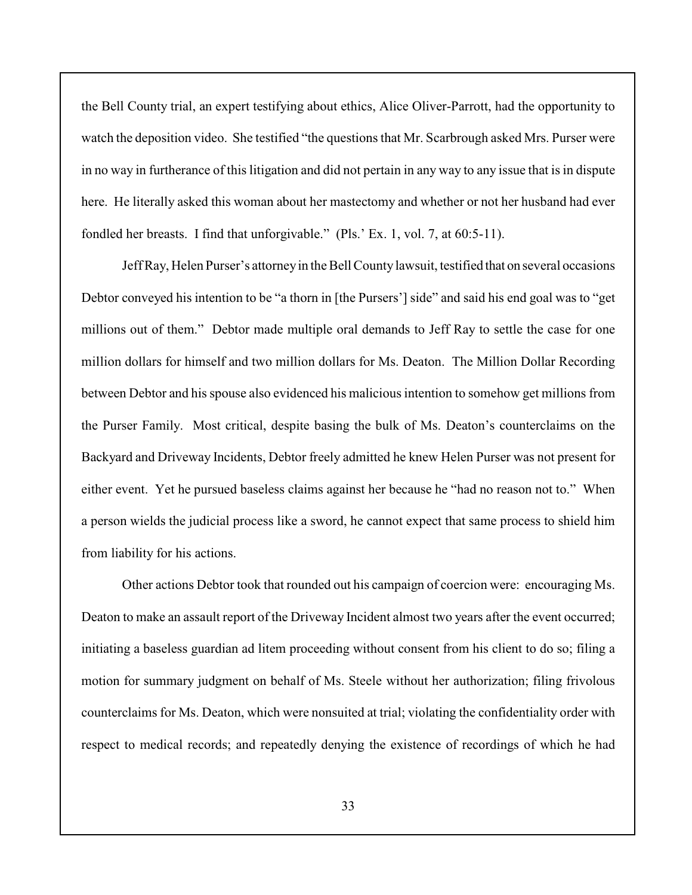the Bell County trial, an expert testifying about ethics, Alice Oliver-Parrott, had the opportunity to watch the deposition video. She testified "the questions that Mr. Scarbrough asked Mrs. Purser were in no way in furtherance of this litigation and did not pertain in any way to any issue that is in dispute here. He literally asked this woman about her mastectomy and whether or not her husband had ever fondled her breasts. I find that unforgivable." (Pls.' Ex. 1, vol. 7, at 60:5-11).

Jeff Ray, Helen Purser's attorney in the Bell County lawsuit, testified that on several occasions Debtor conveyed his intention to be "a thorn in [the Pursers'] side" and said his end goal was to "get millions out of them." Debtor made multiple oral demands to Jeff Ray to settle the case for one million dollars for himself and two million dollars for Ms. Deaton. The Million Dollar Recording between Debtor and his spouse also evidenced his malicious intention to somehow get millions from the Purser Family. Most critical, despite basing the bulk of Ms. Deaton's counterclaims on the Backyard and Driveway Incidents, Debtor freely admitted he knew Helen Purser was not present for either event. Yet he pursued baseless claims against her because he "had no reason not to." When a person wields the judicial process like a sword, he cannot expect that same process to shield him from liability for his actions.

Other actions Debtor took that rounded out his campaign of coercion were: encouraging Ms. Deaton to make an assault report of the Driveway Incident almost two years after the event occurred; initiating a baseless guardian ad litem proceeding without consent from his client to do so; filing a motion for summary judgment on behalf of Ms. Steele without her authorization; filing frivolous counterclaims for Ms. Deaton, which were nonsuited at trial; violating the confidentiality order with respect to medical records; and repeatedly denying the existence of recordings of which he had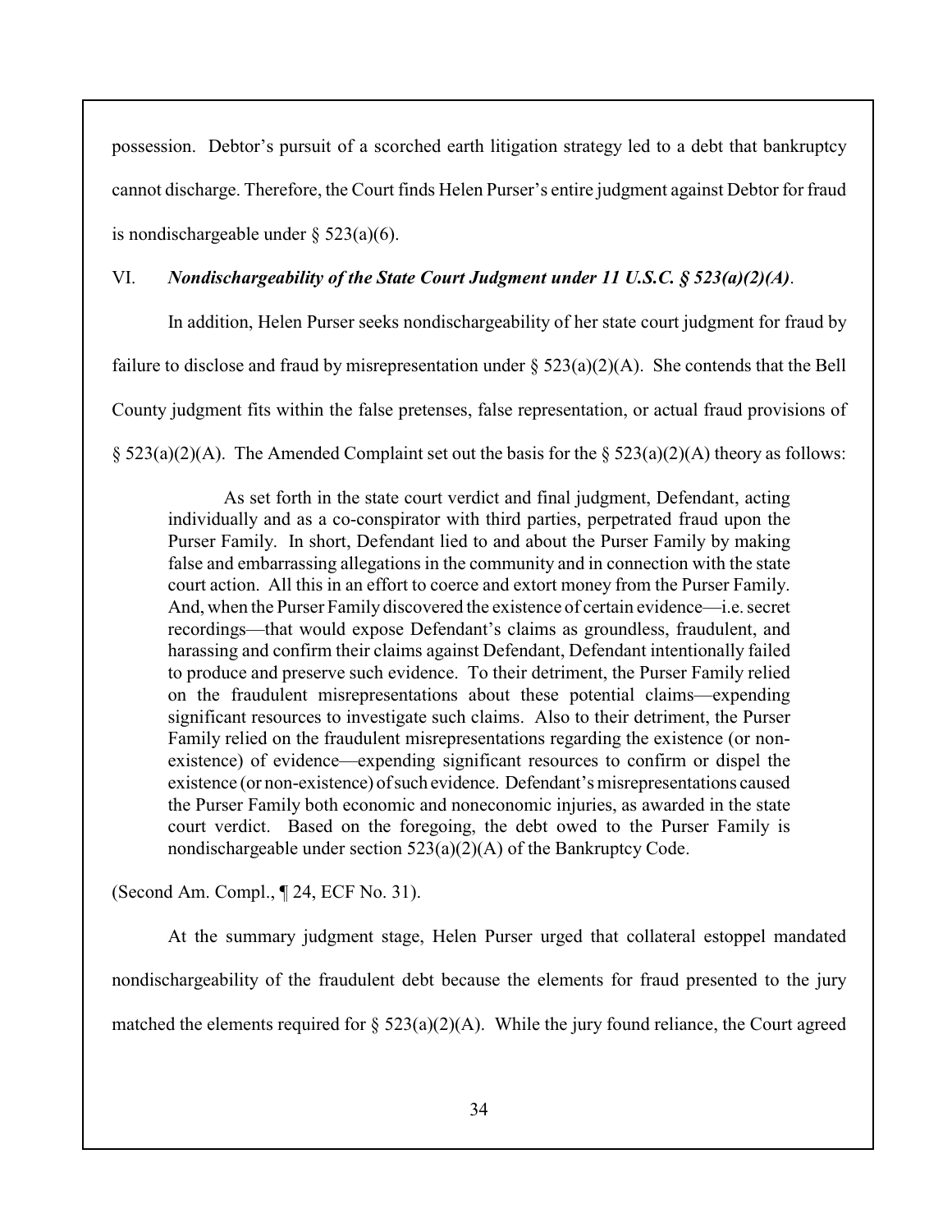possession. Debtor's pursuit of a scorched earth litigation strategy led to a debt that bankruptcy cannot discharge. Therefore, the Court finds Helen Purser's entire judgment against Debtor for fraud is nondischargeable under § 523(a)(6).

### VI. *Nondischargeability of the State Court Judgment under 11 U.S.C. § 523(a)(2)(A)*.

In addition, Helen Purser seeks nondischargeability of her state court judgment for fraud by failure to disclose and fraud by misrepresentation under § 523(a)(2)(A). She contends that the Bell County judgment fits within the false pretenses, false representation, or actual fraud provisions of § 523(a)(2)(A). The Amended Complaint set out the basis for the § 523(a)(2)(A) theory as follows:

> As set forth in the state court verdict and final judgment, Defendant, acting individually and as a co-conspirator with third parties, perpetrated fraud upon the Purser Family. In short, Defendant lied to and about the Purser Family by making false and embarrassing allegations in the community and in connection with the state court action. All this in an effort to coerce and extort money from the Purser Family. And, when the Purser Family discovered the existence of certain evidence—i.e. secret recordings—that would expose Defendant's claims as groundless, fraudulent, and harassing and confirm their claims against Defendant, Defendant intentionally failed to produce and preserve such evidence. To their detriment, the Purser Family relied on the fraudulent misrepresentations about these potential claims—expending significant resources to investigate such claims. Also to their detriment, the Purser Family relied on the fraudulent misrepresentations regarding the existence (or non-existence) of evidence—expending significant resources to confirm or dispel the existence (or non-existence) of such evidence. Defendant's misrepresentations caused the Purser Family both economic and noneconomic injuries, as awarded in the state court verdict. Based on the foregoing, the debt owed to the Purser Family is nondischargeable under section 523(a)(2)(A) of the Bankruptcy Code.

(Second Am. Compl., ¶ 24, ECF No. 31).

At the summary judgment stage, Helen Purser urged that collateral estoppel mandated nondischargeability of the fraudulent debt because the elements for fraud presented to the jury matched the elements required for § 523(a)(2)(A). While the jury found reliance, the Court agreed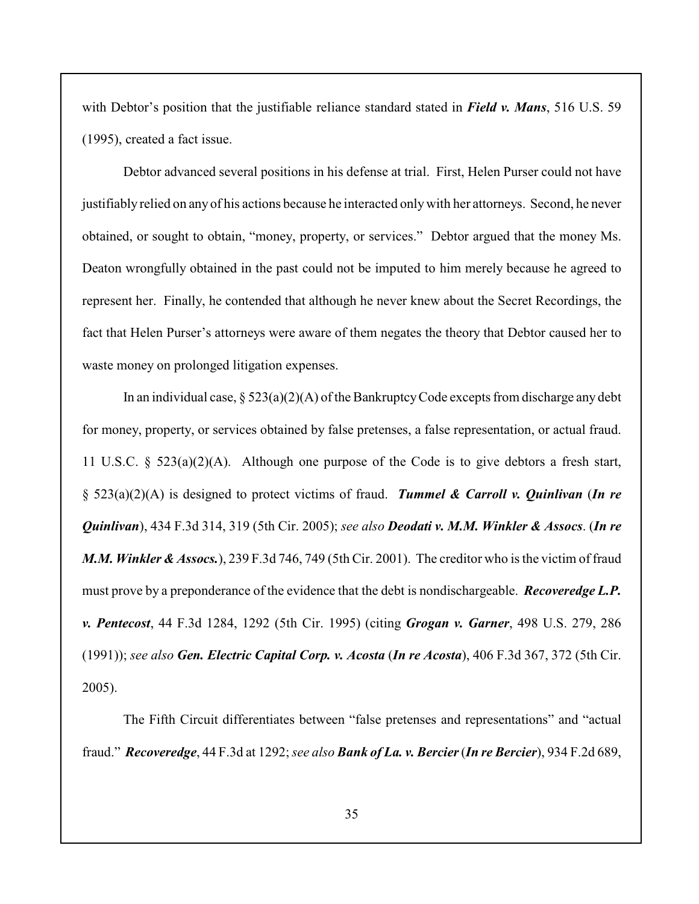with Debtor's position that the justifiable reliance standard stated in ***Field v. Mans***, 516 U.S. 59 (1995), created a fact issue.

Debtor advanced several positions in his defense at trial. First, Helen Purser could not have justifiably relied on any of his actions because he interacted only with her attorneys. Second, he never obtained, or sought to obtain, "money, property, or services." Debtor argued that the money Ms. Deaton wrongfully obtained in the past could not be imputed to him merely because he agreed to represent her. Finally, he contended that although he never knew about the Secret Recordings, the fact that Helen Purser's attorneys were aware of them negates the theory that Debtor caused her to waste money on prolonged litigation expenses.

In an individual case, § 523(a)(2)(A) of the Bankruptcy Code excepts from discharge any debt for money, property, or services obtained by false pretenses, a false representation, or actual fraud. 11 U.S.C. § 523(a)(2)(A). Although one purpose of the Code is to give debtors a fresh start, § 523(a)(2)(A) is designed to protect victims of fraud. ***Tummel & Carroll v. Quinlivan*** (***In re Quinlivan***), 434 F.3d 314, 319 (5th Cir. 2005); *see also* ***Deodati v. M.M. Winkler & Assocs***. (***In re M.M. Winkler & Assocs.***), 239 F.3d 746, 749 (5th Cir. 2001). The creditor who is the victim of fraud must prove by a preponderance of the evidence that the debt is nondischargeable. ***Recoveredge L.P. v. Pentecost***, 44 F.3d 1284, 1292 (5th Cir. 1995) (citing ***Grogan v. Garner***, 498 U.S. 279, 286 (1991)); *see also* ***Gen. Electric Capital Corp. v. Acosta*** (***In re Acosta***), 406 F.3d 367, 372 (5th Cir. 2005).

The Fifth Circuit differentiates between "false pretenses and representations" and "actual fraud." ***Recoveredge***, 44 F.3d at 1292; *see also* ***Bank of La. v. Bercier*** (***In re Bercier***), 934 F.2d 689,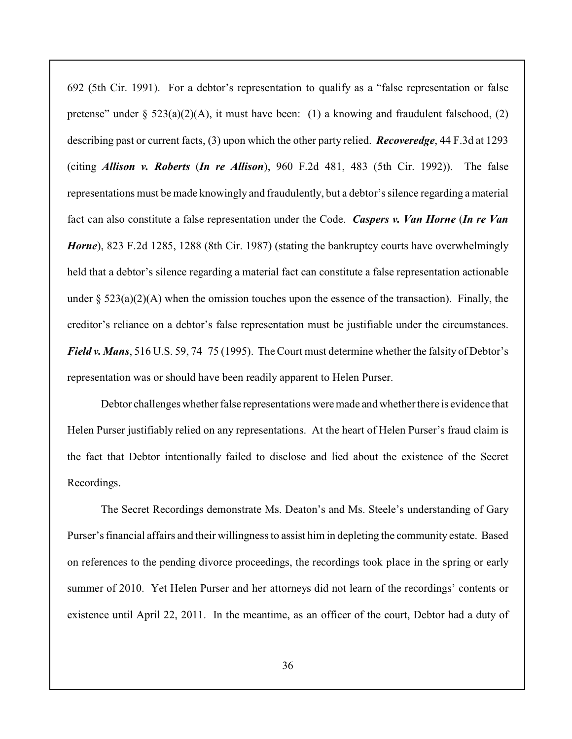692 (5th Cir. 1991). For a debtor's representation to qualify as a "false representation or false pretense" under § 523(a)(2)(A), it must have been: (1) a knowing and fraudulent falsehood, (2) describing past or current facts, (3) upon which the other party relied. ***Recoveredge***, 44 F.3d at 1293 (citing ***Allison v. Roberts*** (***In re Allison***), 960 F.2d 481, 483 (5th Cir. 1992)). The false representations must be made knowingly and fraudulently, but a debtor's silence regarding a material fact can also constitute a false representation under the Code. ***Caspers v. Van Horne*** (***In re Van Horne***), 823 F.2d 1285, 1288 (8th Cir. 1987) (stating the bankruptcy courts have overwhelmingly held that a debtor's silence regarding a material fact can constitute a false representation actionable under § 523(a)(2)(A) when the omission touches upon the essence of the transaction). Finally, the creditor's reliance on a debtor's false representation must be justifiable under the circumstances. ***Field v. Mans***, 516 U.S. 59, 74–75 (1995). The Court must determine whether the falsity of Debtor's representation was or should have been readily apparent to Helen Purser.

Debtor challenges whether false representations were made and whether there is evidence that Helen Purser justifiably relied on any representations. At the heart of Helen Purser's fraud claim is the fact that Debtor intentionally failed to disclose and lied about the existence of the Secret Recordings.

The Secret Recordings demonstrate Ms. Deaton's and Ms. Steele's understanding of Gary Purser's financial affairs and their willingness to assist him in depleting the community estate. Based on references to the pending divorce proceedings, the recordings took place in the spring or early summer of 2010. Yet Helen Purser and her attorneys did not learn of the recordings' contents or existence until April 22, 2011. In the meantime, as an officer of the court, Debtor had a duty of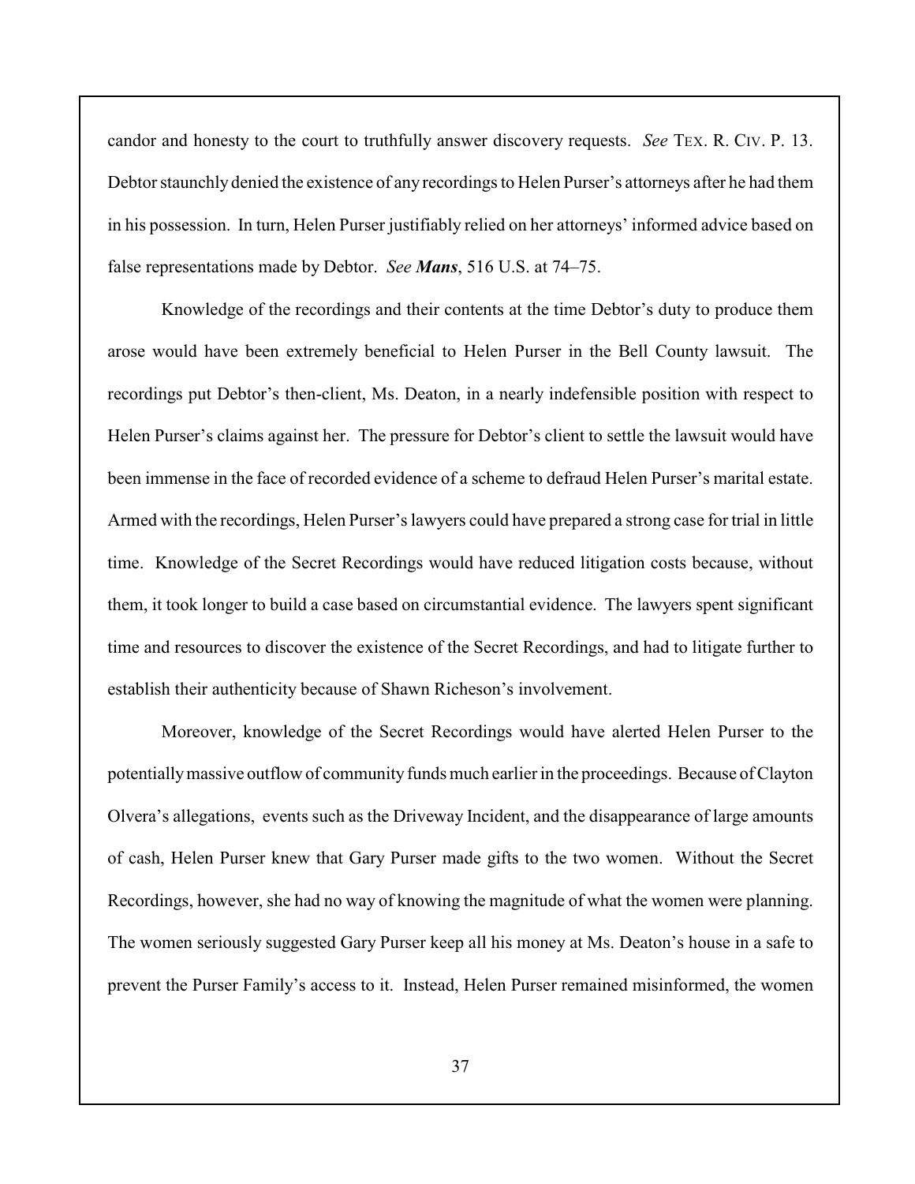candor and honesty to the court to truthfully answer discovery requests. *See* TEX. R. CIV. P. 13. Debtor staunchly denied the existence of any recordings to Helen Purser's attorneys after he had them in his possession. In turn, Helen Purser justifiably relied on her attorneys' informed advice based on false representations made by Debtor. *See **Mans***, 516 U.S. at 74–75.

Knowledge of the recordings and their contents at the time Debtor's duty to produce them arose would have been extremely beneficial to Helen Purser in the Bell County lawsuit. The recordings put Debtor's then-client, Ms. Deaton, in a nearly indefensible position with respect to Helen Purser's claims against her. The pressure for Debtor's client to settle the lawsuit would have been immense in the face of recorded evidence of a scheme to defraud Helen Purser's marital estate. Armed with the recordings, Helen Purser's lawyers could have prepared a strong case for trial in little time. Knowledge of the Secret Recordings would have reduced litigation costs because, without them, it took longer to build a case based on circumstantial evidence. The lawyers spent significant time and resources to discover the existence of the Secret Recordings, and had to litigate further to establish their authenticity because of Shawn Richeson's involvement.

Moreover, knowledge of the Secret Recordings would have alerted Helen Purser to the potentially massive outflow of community funds much earlier in the proceedings. Because of Clayton Olvera's allegations, events such as the Driveway Incident, and the disappearance of large amounts of cash, Helen Purser knew that Gary Purser made gifts to the two women. Without the Secret Recordings, however, she had no way of knowing the magnitude of what the women were planning. The women seriously suggested Gary Purser keep all his money at Ms. Deaton's house in a safe to prevent the Purser Family's access to it. Instead, Helen Purser remained misinformed, the women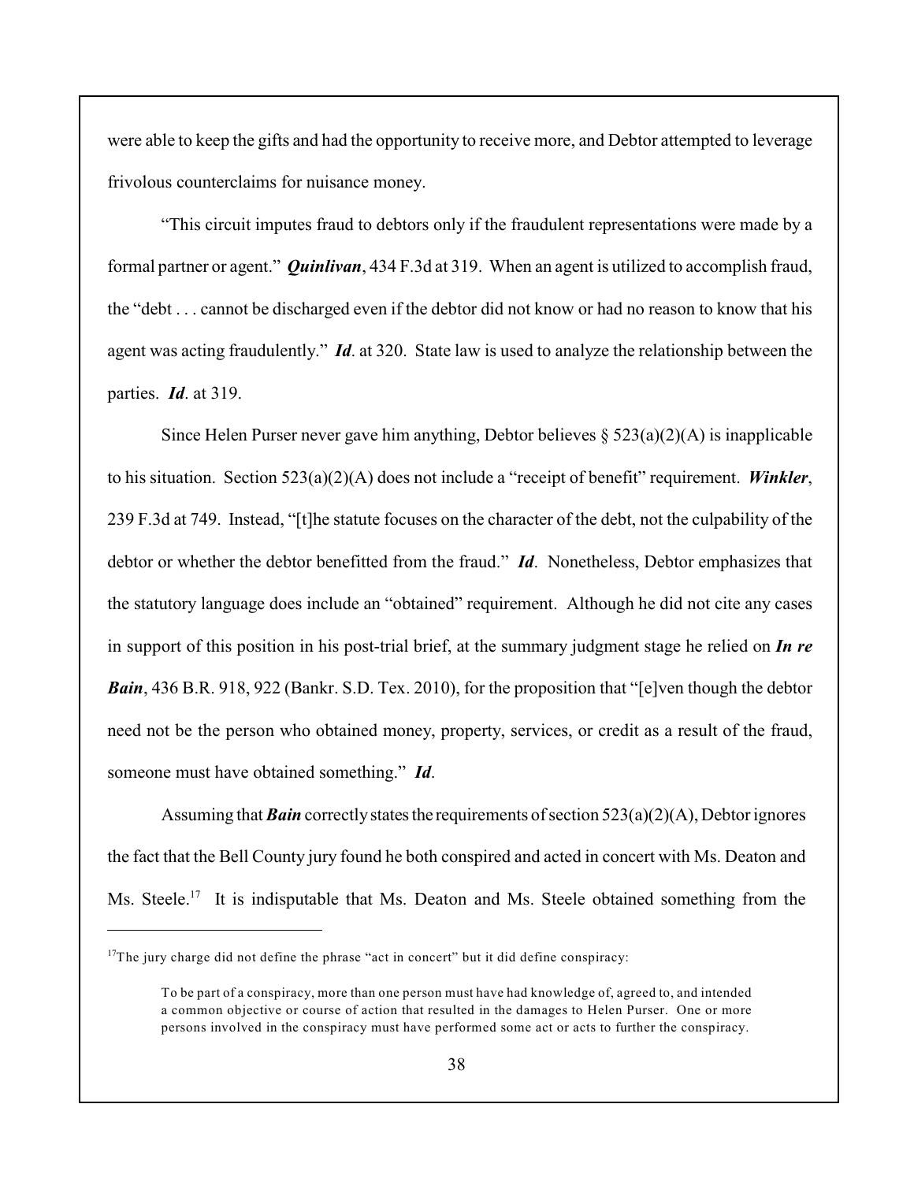were able to keep the gifts and had the opportunity to receive more, and Debtor attempted to leverage frivolous counterclaims for nuisance money.

"This circuit imputes fraud to debtors only if the fraudulent representations were made by a formal partner or agent." ***Quinlivan***, 434 F.3d at 319. When an agent is utilized to accomplish fraud, the "debt . . . cannot be discharged even if the debtor did not know or had no reason to know that his agent was acting fraudulently." ***Id***. at 320. State law is used to analyze the relationship between the parties. ***Id***. at 319.

Since Helen Purser never gave him anything, Debtor believes § 523(a)(2)(A) is inapplicable to his situation. Section 523(a)(2)(A) does not include a "receipt of benefit" requirement. ***Winkler***, 239 F.3d at 749. Instead, "[t]he statute focuses on the character of the debt, not the culpability of the debtor or whether the debtor benefitted from the fraud." ***Id***. Nonetheless, Debtor emphasizes that the statutory language does include an "obtained" requirement. Although he did not cite any cases in support of this position in his post-trial brief, at the summary judgment stage he relied on ***In re Bain***, 436 B.R. 918, 922 (Bankr. S.D. Tex. 2010), for the proposition that "[e]ven though the debtor need not be the person who obtained money, property, services, or credit as a result of the fraud, someone must have obtained something." ***Id***.

Assuming that ***Bain*** correctly states the requirements of section 523(a)(2)(A), Debtor ignores the fact that the Bell County jury found he both conspired and acted in concert with Ms. Deaton and Ms. Steele.[17] It is indisputable that Ms. Deaton and Ms. Steele obtained something from the

---

[17]The jury charge did not define the phrase "act in concert" but it did define conspiracy:

> To be part of a conspiracy, more than one person must have had knowledge of, agreed to, and intended a common objective or course of action that resulted in the damages to Helen Purser. One or more persons involved in the conspiracy must have performed some act or acts to further the conspiracy.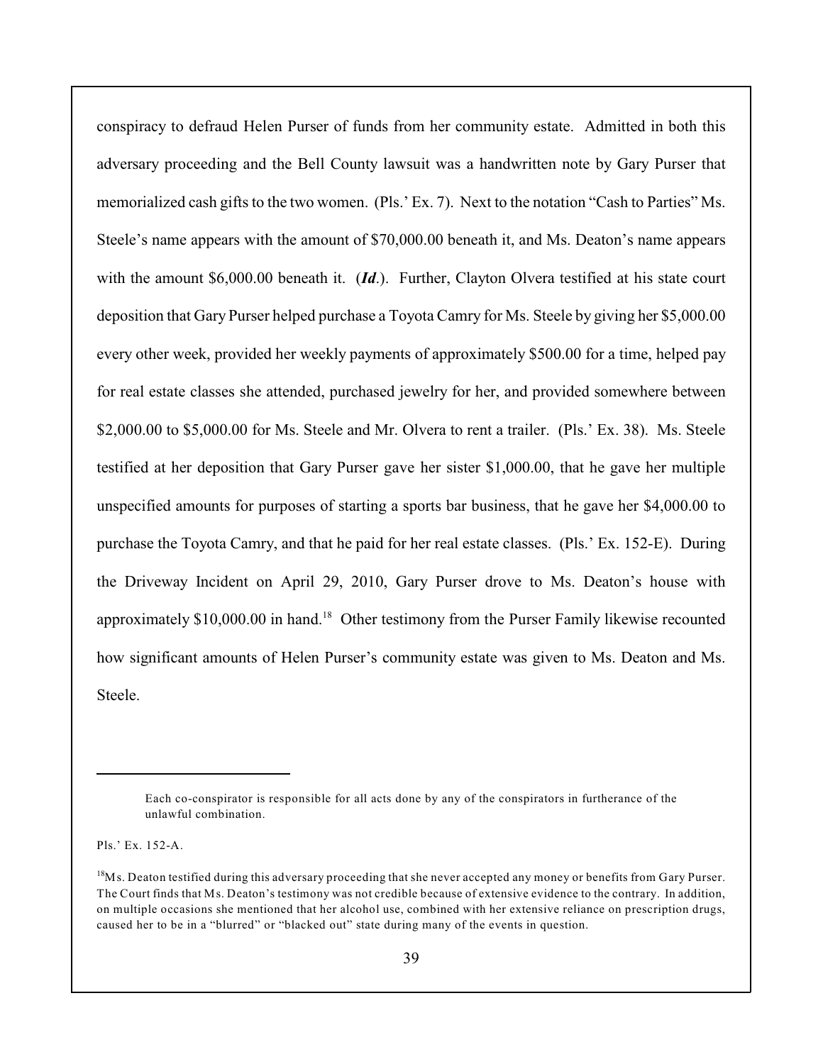conspiracy to defraud Helen Purser of funds from her community estate. Admitted in both this adversary proceeding and the Bell County lawsuit was a handwritten note by Gary Purser that memorialized cash gifts to the two women. (Pls.' Ex. 7). Next to the notation "Cash to Parties" Ms. Steele's name appears with the amount of $70,000.00 beneath it, and Ms. Deaton's name appears with the amount $6,000.00 beneath it. (***Id***.). Further, Clayton Olvera testified at his state court deposition that Gary Purser helped purchase a Toyota Camry for Ms. Steele by giving her $5,000.00 every other week, provided her weekly payments of approximately $500.00 for a time, helped pay for real estate classes she attended, purchased jewelry for her, and provided somewhere between $2,000.00 to $5,000.00 for Ms. Steele and Mr. Olvera to rent a trailer. (Pls.' Ex. 38). Ms. Steele testified at her deposition that Gary Purser gave her sister $1,000.00, that he gave her multiple unspecified amounts for purposes of starting a sports bar business, that he gave her $4,000.00 to purchase the Toyota Camry, and that he paid for her real estate classes. (Pls.' Ex. 152-E). During the Driveway Incident on April 29, 2010, Gary Purser drove to Ms. Deaton's house with approximately $10,000.00 in hand.[18] Other testimony from the Purser Family likewise recounted how significant amounts of Helen Purser's community estate was given to Ms. Deaton and Ms. Steele.

---

> Each co-conspirator is responsible for all acts done by any of the conspirators in furtherance of the unlawful combination.

Pls.' Ex. 152-A.

[18] Ms. Deaton testified during this adversary proceeding that she never accepted any money or benefits from Gary Purser. The Court finds that Ms. Deaton's testimony was not credible because of extensive evidence to the contrary. In addition, on multiple occasions she mentioned that her alcohol use, combined with her extensive reliance on prescription drugs, caused her to be in a "blurred" or "blacked out" state during many of the events in question.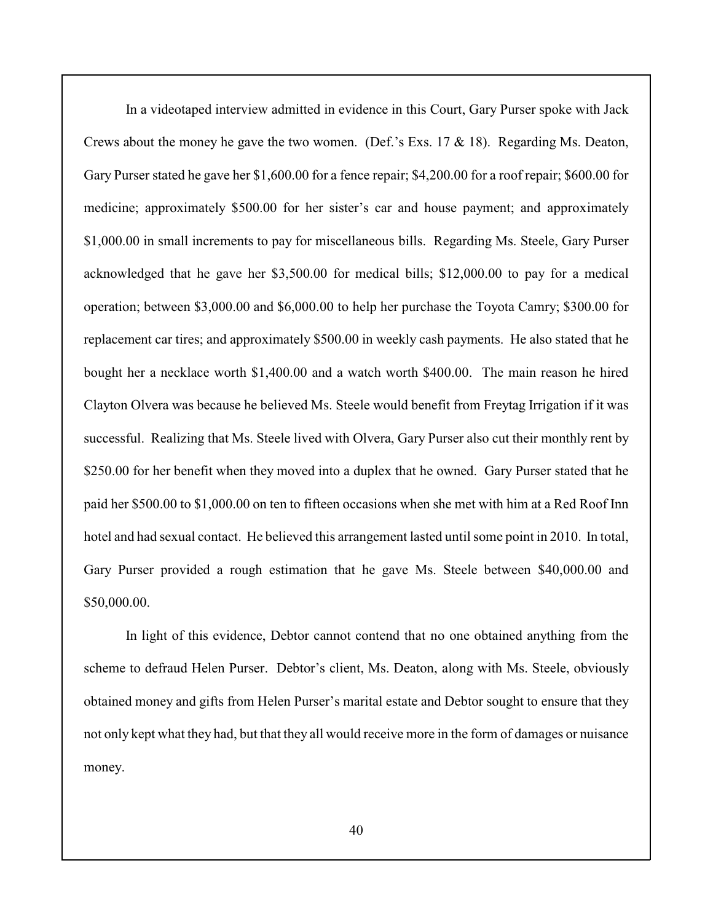In a videotaped interview admitted in evidence in this Court, Gary Purser spoke with Jack Crews about the money he gave the two women. (Def.'s Exs. 17 & 18). Regarding Ms. Deaton, Gary Purser stated he gave her $1,600.00 for a fence repair; $4,200.00 for a roof repair; $600.00 for medicine; approximately $500.00 for her sister's car and house payment; and approximately $1,000.00 in small increments to pay for miscellaneous bills. Regarding Ms. Steele, Gary Purser acknowledged that he gave her $3,500.00 for medical bills; $12,000.00 to pay for a medical operation; between $3,000.00 and $6,000.00 to help her purchase the Toyota Camry; $300.00 for replacement car tires; and approximately $500.00 in weekly cash payments. He also stated that he bought her a necklace worth $1,400.00 and a watch worth $400.00. The main reason he hired Clayton Olvera was because he believed Ms. Steele would benefit from Freytag Irrigation if it was successful. Realizing that Ms. Steele lived with Olvera, Gary Purser also cut their monthly rent by $250.00 for her benefit when they moved into a duplex that he owned. Gary Purser stated that he paid her $500.00 to $1,000.00 on ten to fifteen occasions when she met with him at a Red Roof Inn hotel and had sexual contact. He believed this arrangement lasted until some point in 2010. In total, Gary Purser provided a rough estimation that he gave Ms. Steele between $40,000.00 and $50,000.00.

In light of this evidence, Debtor cannot contend that no one obtained anything from the scheme to defraud Helen Purser. Debtor's client, Ms. Deaton, along with Ms. Steele, obviously obtained money and gifts from Helen Purser's marital estate and Debtor sought to ensure that they not only kept what they had, but that they all would receive more in the form of damages or nuisance money.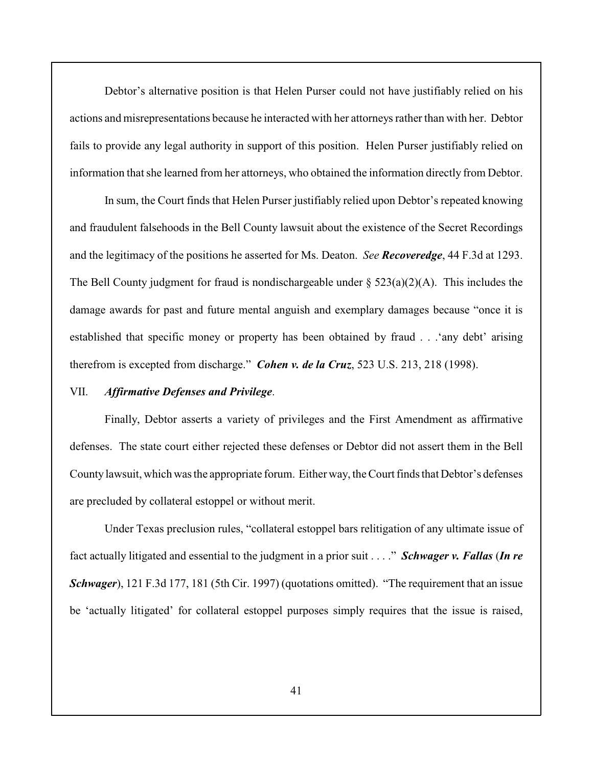Debtor's alternative position is that Helen Purser could not have justifiably relied on his actions and misrepresentations because he interacted with her attorneys rather than with her. Debtor fails to provide any legal authority in support of this position. Helen Purser justifiably relied on information that she learned from her attorneys, who obtained the information directly from Debtor.

In sum, the Court finds that Helen Purser justifiably relied upon Debtor's repeated knowing and fraudulent falsehoods in the Bell County lawsuit about the existence of the Secret Recordings and the legitimacy of the positions he asserted for Ms. Deaton. *See* ***Recoveredge***, 44 F.3d at 1293. The Bell County judgment for fraud is nondischargeable under § 523(a)(2)(A). This includes the damage awards for past and future mental anguish and exemplary damages because "once it is established that specific money or property has been obtained by fraud . . .'any debt' arising therefrom is excepted from discharge." ***Cohen v. de la Cruz***, 523 U.S. 213, 218 (1998).

VII. ***Affirmative Defenses and Privilege***.

Finally, Debtor asserts a variety of privileges and the First Amendment as affirmative defenses. The state court either rejected these defenses or Debtor did not assert them in the Bell County lawsuit, which was the appropriate forum. Either way, the Court finds that Debtor's defenses are precluded by collateral estoppel or without merit.

Under Texas preclusion rules, "collateral estoppel bars relitigation of any ultimate issue of fact actually litigated and essential to the judgment in a prior suit . . . ." ***Schwager v. Fallas*** (***In re Schwager***), 121 F.3d 177, 181 (5th Cir. 1997) (quotations omitted). "The requirement that an issue be 'actually litigated' for collateral estoppel purposes simply requires that the issue is raised,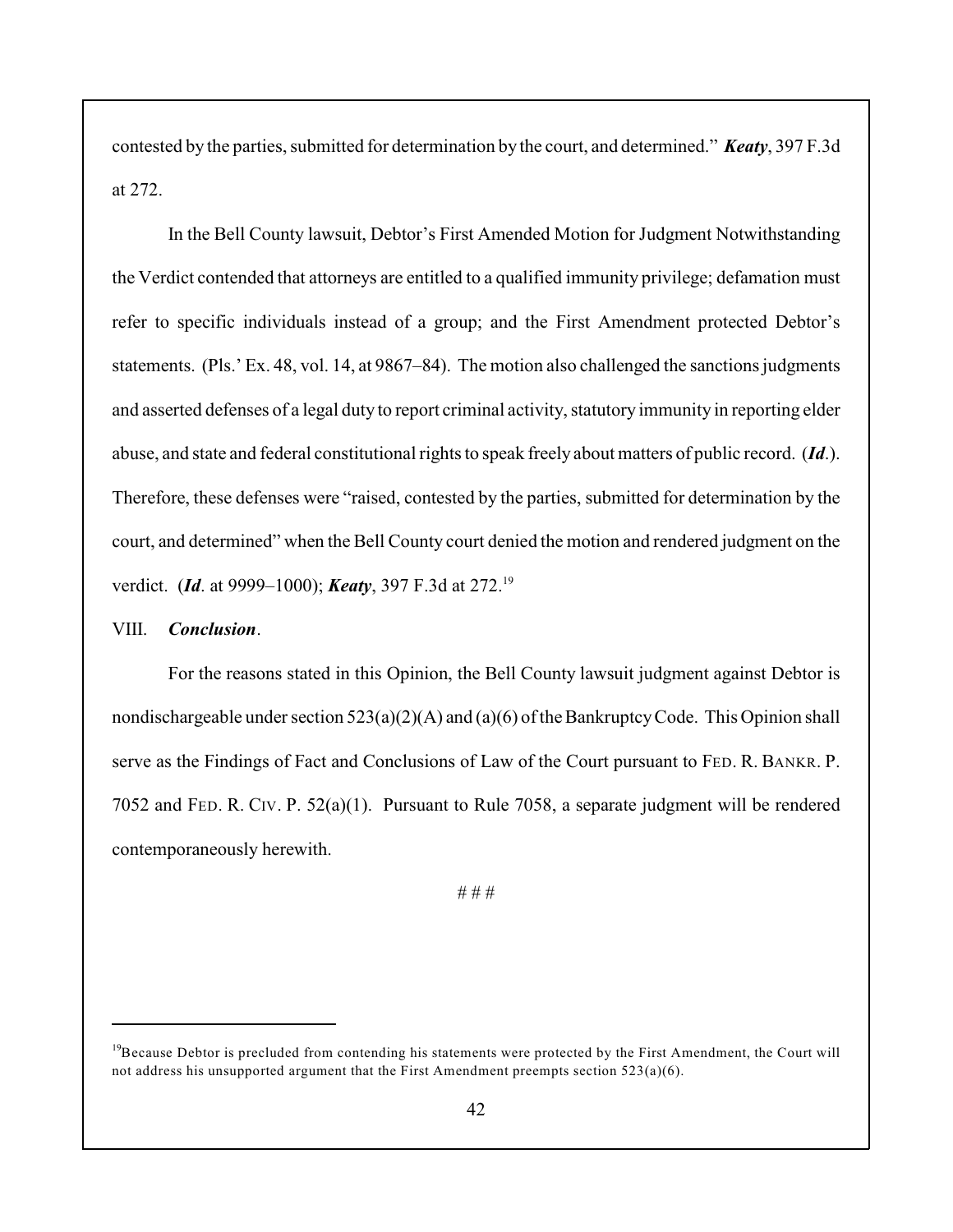contested by the parties, submitted for determination by the court, and determined." ***Keaty***, 397 F.3d at 272.

In the Bell County lawsuit, Debtor's First Amended Motion for Judgment Notwithstanding the Verdict contended that attorneys are entitled to a qualified immunity privilege; defamation must refer to specific individuals instead of a group; and the First Amendment protected Debtor's statements. (Pls.' Ex. 48, vol. 14, at 9867–84). The motion also challenged the sanctions judgments and asserted defenses of a legal duty to report criminal activity, statutory immunity in reporting elder abuse, and state and federal constitutional rights to speak freely about matters of public record. (***Id***.). Therefore, these defenses were "raised, contested by the parties, submitted for determination by the court, and determined" when the Bell County court denied the motion and rendered judgment on the verdict. (***Id***. at 9999–1000); ***Keaty***, 397 F.3d at 272.[19]

VIII. ***Conclusion***.

For the reasons stated in this Opinion, the Bell County lawsuit judgment against Debtor is nondischargeable under section 523(a)(2)(A) and (a)(6) of the Bankruptcy Code. This Opinion shall serve as the Findings of Fact and Conclusions of Law of the Court pursuant to FED. R. BANKR. P. 7052 and FED. R. CIV. P. 52(a)(1). Pursuant to Rule 7058, a separate judgment will be rendered contemporaneously herewith.

# # #

---

[19]Because Debtor is precluded from contending his statements were protected by the First Amendment, the Court will not address his unsupported argument that the First Amendment preempts section 523(a)(6).